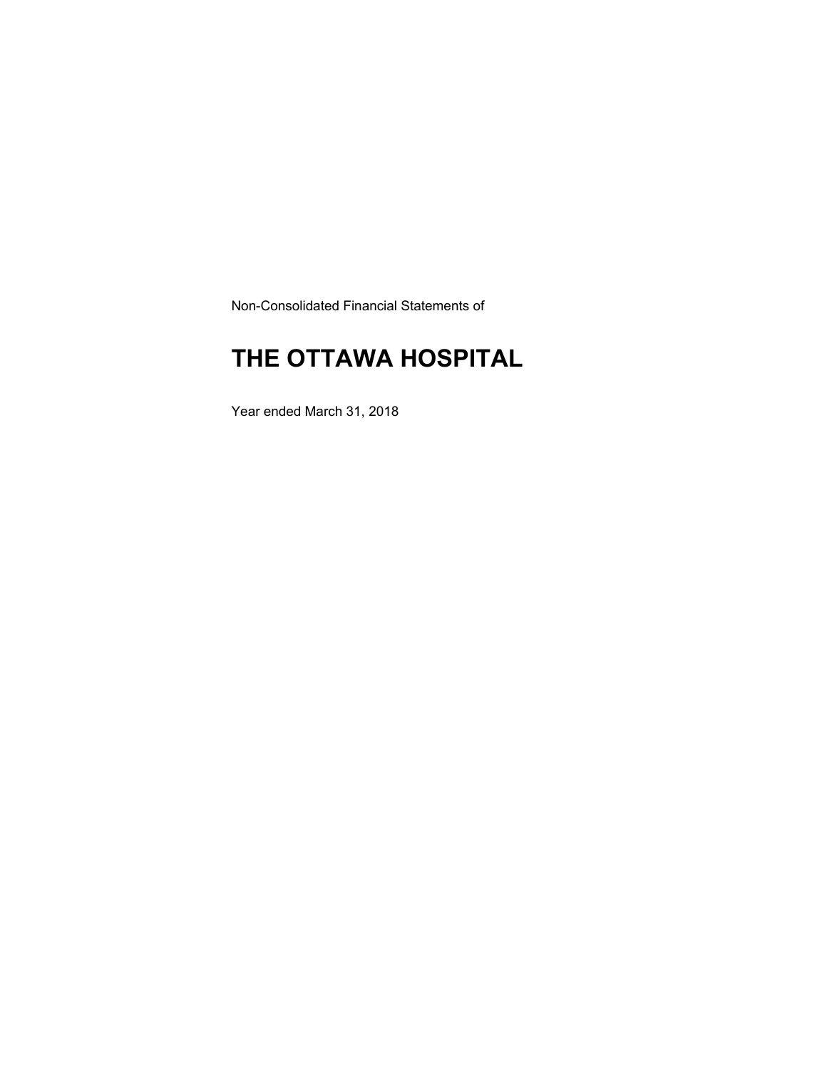Non-Consolidated Financial Statements of

# THE OTTAWA HOSPITAL

Year ended March 31, 2018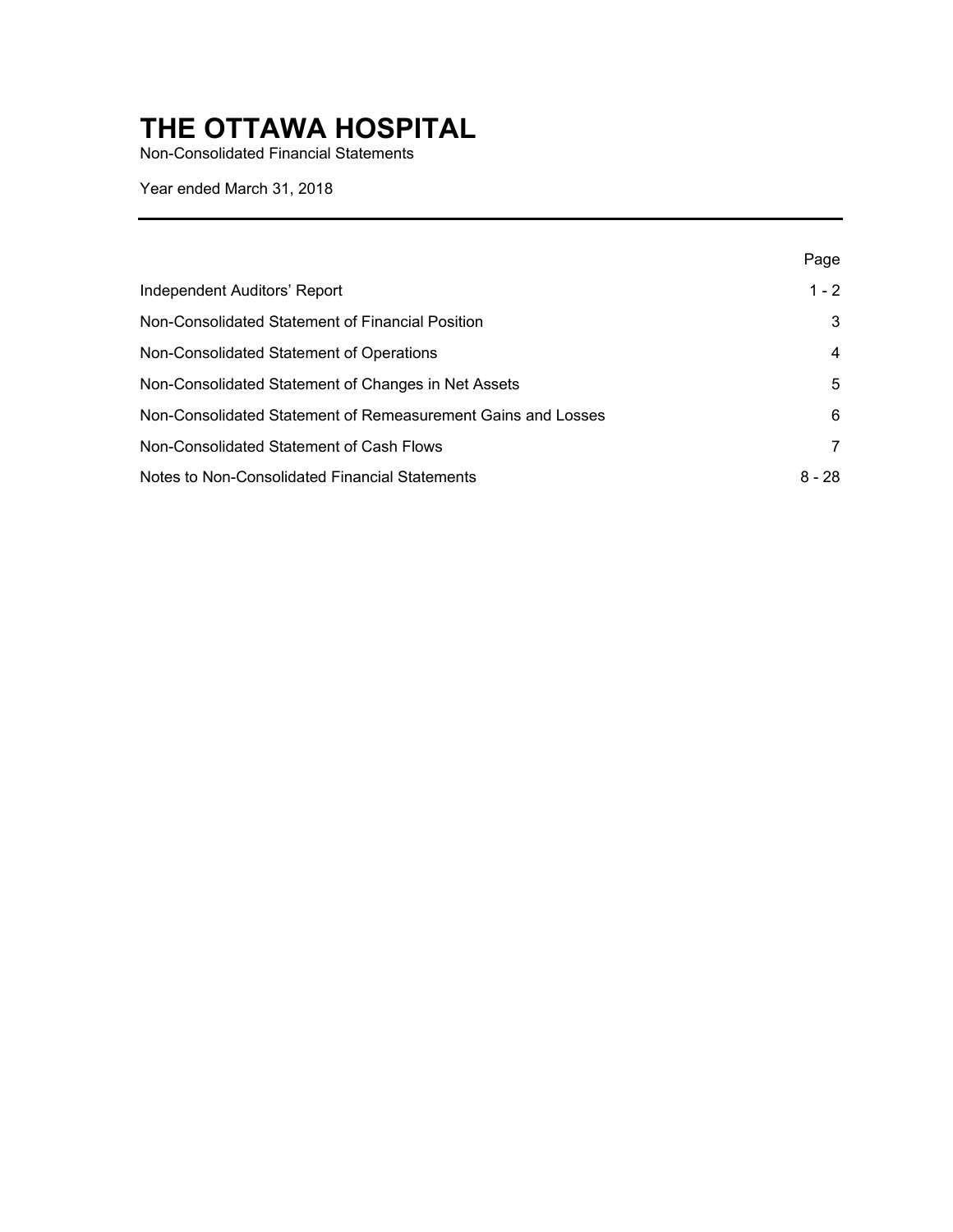# THE OTTAWA HOSPITAL

Non-Consolidated Financial Statements

Year ended March 31, 2018

| | Page |
|---|---|
| Independent Auditors' Report | 1 - 2 |
| Non-Consolidated Statement of Financial Position | 3 |
| Non-Consolidated Statement of Operations | 4 |
| Non-Consolidated Statement of Changes in Net Assets | 5 |
| Non-Consolidated Statement of Remeasurement Gains and Losses | 6 |
| Non-Consolidated Statement of Cash Flows | 7 |
| Notes to Non-Consolidated Financial Statements | 8 - 28 |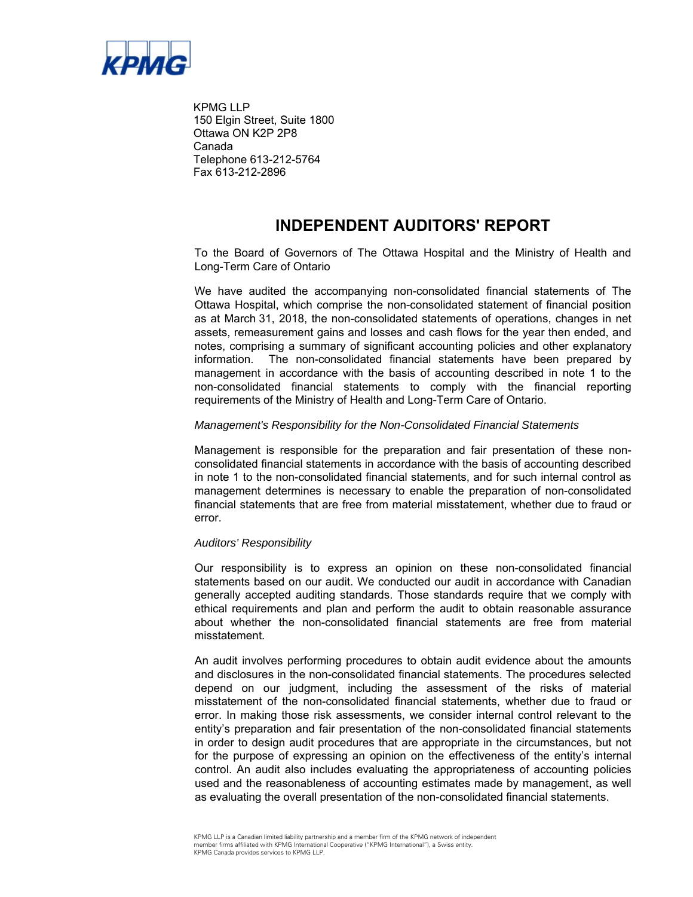KPMG LLP
150 Elgin Street, Suite 1800
Ottawa ON K2P 2P8
Canada
Telephone 613-212-5764
Fax 613-212-2896

# INDEPENDENT AUDITORS' REPORT

To the Board of Governors of The Ottawa Hospital and the Ministry of Health and Long-Term Care of Ontario

We have audited the accompanying non-consolidated financial statements of The Ottawa Hospital, which comprise the non-consolidated statement of financial position as at March 31, 2018, the non-consolidated statements of operations, changes in net assets, remeasurement gains and losses and cash flows for the year then ended, and notes, comprising a summary of significant accounting policies and other explanatory information. The non-consolidated financial statements have been prepared by management in accordance with the basis of accounting described in note 1 to the non-consolidated financial statements to comply with the financial reporting requirements of the Ministry of Health and Long-Term Care of Ontario.

*Management's Responsibility for the Non-Consolidated Financial Statements*

Management is responsible for the preparation and fair presentation of these non-consolidated financial statements in accordance with the basis of accounting described in note 1 to the non-consolidated financial statements, and for such internal control as management determines is necessary to enable the preparation of non-consolidated financial statements that are free from material misstatement, whether due to fraud or error.

*Auditors' Responsibility*

Our responsibility is to express an opinion on these non-consolidated financial statements based on our audit. We conducted our audit in accordance with Canadian generally accepted auditing standards. Those standards require that we comply with ethical requirements and plan and perform the audit to obtain reasonable assurance about whether the non-consolidated financial statements are free from material misstatement.

An audit involves performing procedures to obtain audit evidence about the amounts and disclosures in the non-consolidated financial statements. The procedures selected depend on our judgment, including the assessment of the risks of material misstatement of the non-consolidated financial statements, whether due to fraud or error. In making those risk assessments, we consider internal control relevant to the entity's preparation and fair presentation of the non-consolidated financial statements in order to design audit procedures that are appropriate in the circumstances, but not for the purpose of expressing an opinion on the effectiveness of the entity's internal control. An audit also includes evaluating the appropriateness of accounting policies used and the reasonableness of accounting estimates made by management, as well as evaluating the overall presentation of the non-consolidated financial statements.

KPMG LLP is a Canadian limited liability partnership and a member firm of the KPMG network of independent member firms affiliated with KPMG International Cooperative ("KPMG International"), a Swiss entity. KPMG Canada provides services to KPMG LLP.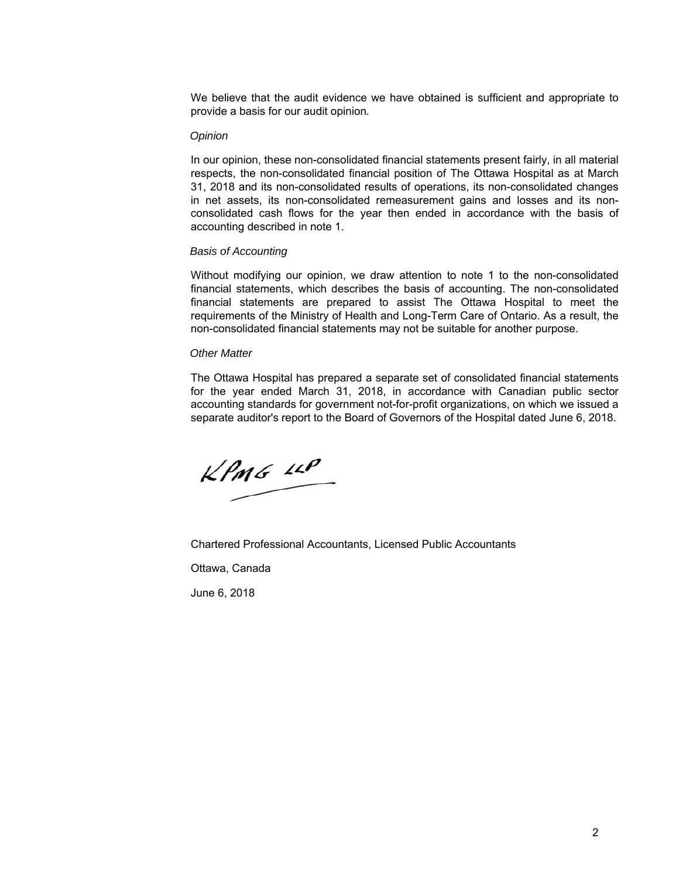We believe that the audit evidence we have obtained is sufficient and appropriate to provide a basis for our audit opinion.

*Opinion*

In our opinion, these non-consolidated financial statements present fairly, in all material respects, the non-consolidated financial position of The Ottawa Hospital as at March 31, 2018 and its non-consolidated results of operations, its non-consolidated changes in net assets, its non-consolidated remeasurement gains and losses and its non-consolidated cash flows for the year then ended in accordance with the basis of accounting described in note 1.

*Basis of Accounting*

Without modifying our opinion, we draw attention to note 1 to the non-consolidated financial statements, which describes the basis of accounting. The non-consolidated financial statements are prepared to assist The Ottawa Hospital to meet the requirements of the Ministry of Health and Long-Term Care of Ontario. As a result, the non-consolidated financial statements may not be suitable for another purpose.

*Other Matter*

The Ottawa Hospital has prepared a separate set of consolidated financial statements for the year ended March 31, 2018, in accordance with Canadian public sector accounting standards for government not-for-profit organizations, on which we issued a separate auditor's report to the Board of Governors of the Hospital dated June 6, 2018.

KPMG LLP

Chartered Professional Accountants, Licensed Public Accountants

Ottawa, Canada

June 6, 2018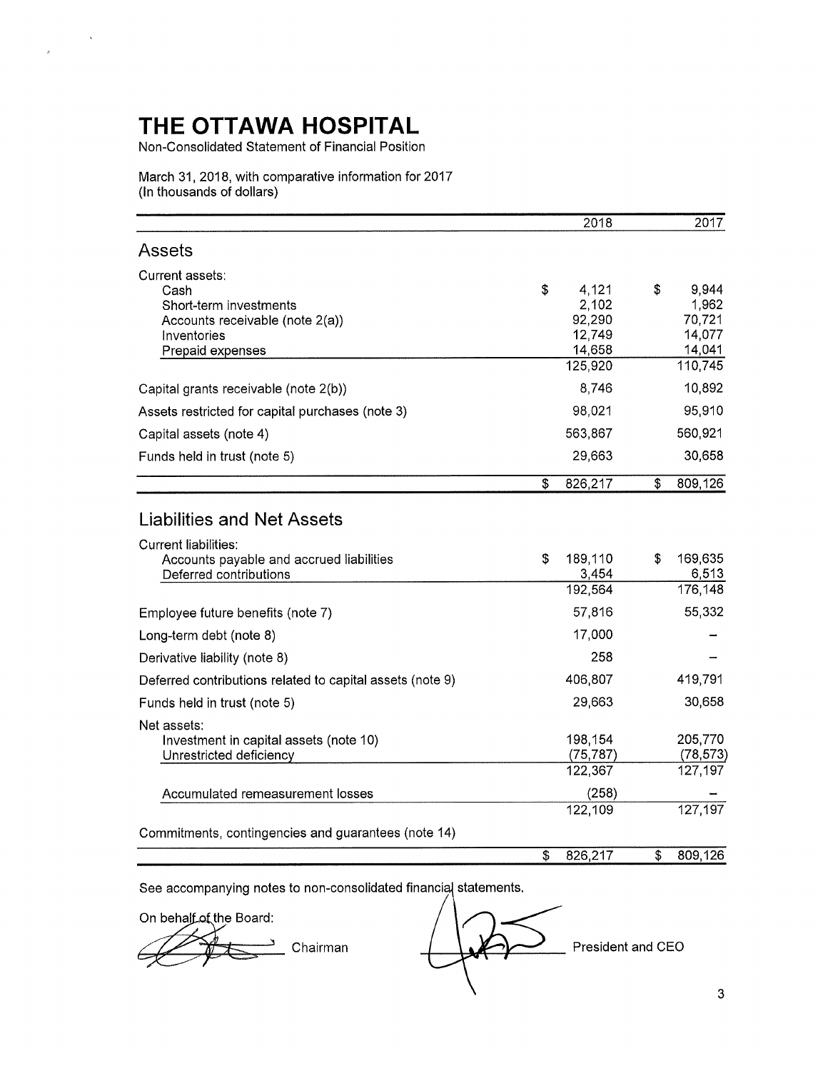# THE OTTAWA HOSPITAL

Non-Consolidated Statement of Financial Position

March 31, 2018, with comparative information for 2017
(In thousands of dollars)

| | 2018 | 2017 |
|---|---|---|
| **Assets** | | |
| Current assets: | | |
| Cash | $ 4,121 | $ 9,944 |
| Short-term investments | 2,102 | 1,962 |
| Accounts receivable (note 2(a)) | 92,290 | 70,721 |
| Inventories | 12,749 | 14,077 |
| Prepaid expenses | 14,658 | 14,041 |
| | 125,920 | 110,745 |
| Capital grants receivable (note 2(b)) | 8,746 | 10,892 |
| Assets restricted for capital purchases (note 3) | 98,021 | 95,910 |
| Capital assets (note 4) | 563,867 | 560,921 |
| Funds held in trust (note 5) | 29,663 | 30,658 |
| | $ 826,217 | $ 809,126 |
| **Liabilities and Net Assets** | | |
| Current liabilities: | | |
| Accounts payable and accrued liabilities | $ 189,110 | $ 169,635 |
| Deferred contributions | 3,454 | 6,513 |
| | 192,564 | 176,148 |
| Employee future benefits (note 7) | 57,816 | 55,332 |
| Long-term debt (note 8) | 17,000 | – |
| Derivative liability (note 8) | 258 | – |
| Deferred contributions related to capital assets (note 9) | 406,807 | 419,791 |
| Funds held in trust (note 5) | 29,663 | 30,658 |
| Net assets: | | |
| Investment in capital assets (note 10) | 198,154 | 205,770 |
| Unrestricted deficiency | (75,787) | (78,573) |
| | 122,367 | 127,197 |
| Accumulated remeasurement losses | (258) | – |
| | 122,109 | 127,197 |
| Commitments, contingencies and guarantees (note 14) | | |
| | $ 826,217 | $ 809,126 |

See accompanying notes to non-consolidated financial statements.

On behalf of the Board:

Chairman

President and CEO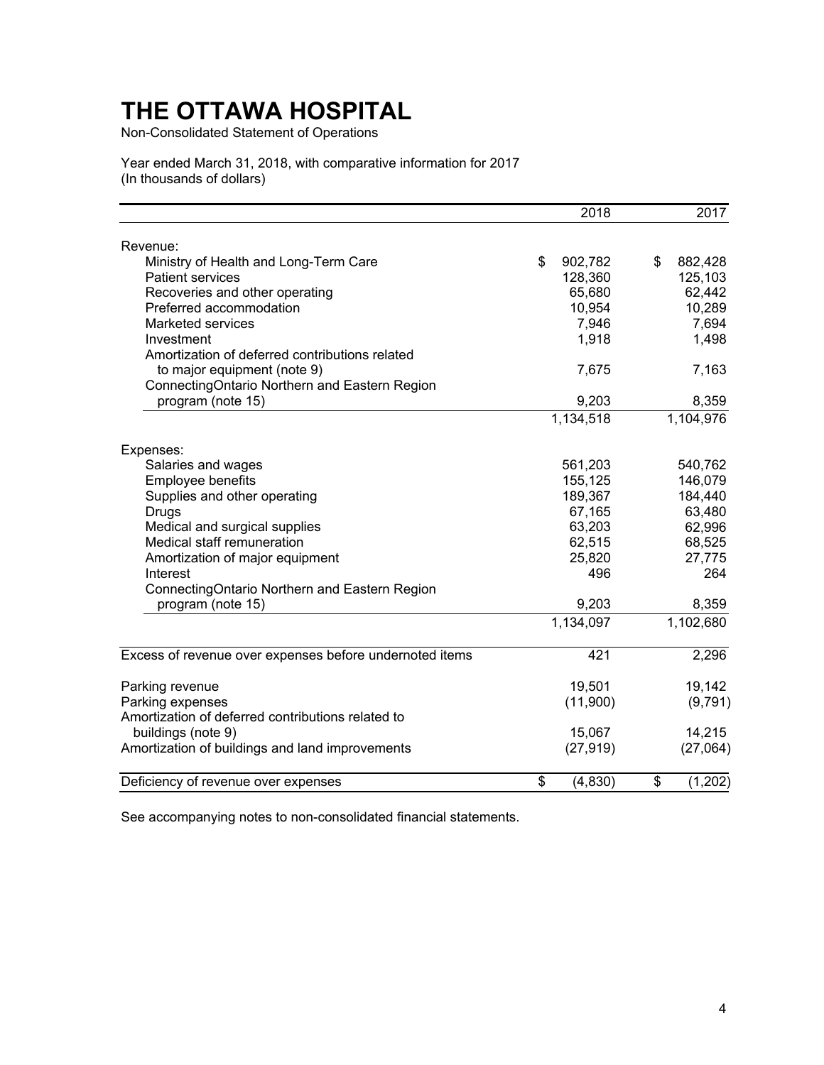# THE OTTAWA HOSPITAL

Non-Consolidated Statement of Operations

Year ended March 31, 2018, with comparative information for 2017
(In thousands of dollars)

| | 2018 | 2017 |
|---|---|---|
| Revenue: | | |
| Ministry of Health and Long-Term Care | $ 902,782 | $ 882,428 |
| Patient services | 128,360 | 125,103 |
| Recoveries and other operating | 65,680 | 62,442 |
| Preferred accommodation | 10,954 | 10,289 |
| Marketed services | 7,946 | 7,694 |
| Investment | 1,918 | 1,498 |
| Amortization of deferred contributions related to major equipment (note 9) | 7,675 | 7,163 |
| ConnectingOntario Northern and Eastern Region program (note 15) | 9,203 | 8,359 |
| | 1,134,518 | 1,104,976 |
| Expenses: | | |
| Salaries and wages | 561,203 | 540,762 |
| Employee benefits | 155,125 | 146,079 |
| Supplies and other operating | 189,367 | 184,440 |
| Drugs | 67,165 | 63,480 |
| Medical and surgical supplies | 63,203 | 62,996 |
| Medical staff remuneration | 62,515 | 68,525 |
| Amortization of major equipment | 25,820 | 27,775 |
| Interest | 496 | 264 |
| ConnectingOntario Northern and Eastern Region program (note 15) | 9,203 | 8,359 |
| | 1,134,097 | 1,102,680 |
| Excess of revenue over expenses before undernoted items | 421 | 2,296 |
| Parking revenue | 19,501 | 19,142 |
| Parking expenses | (11,900) | (9,791) |
| Amortization of deferred contributions related to buildings (note 9) | 15,067 | 14,215 |
| Amortization of buildings and land improvements | (27,919) | (27,064) |
| Deficiency of revenue over expenses | $ (4,830) | $ (1,202) |

See accompanying notes to non-consolidated financial statements.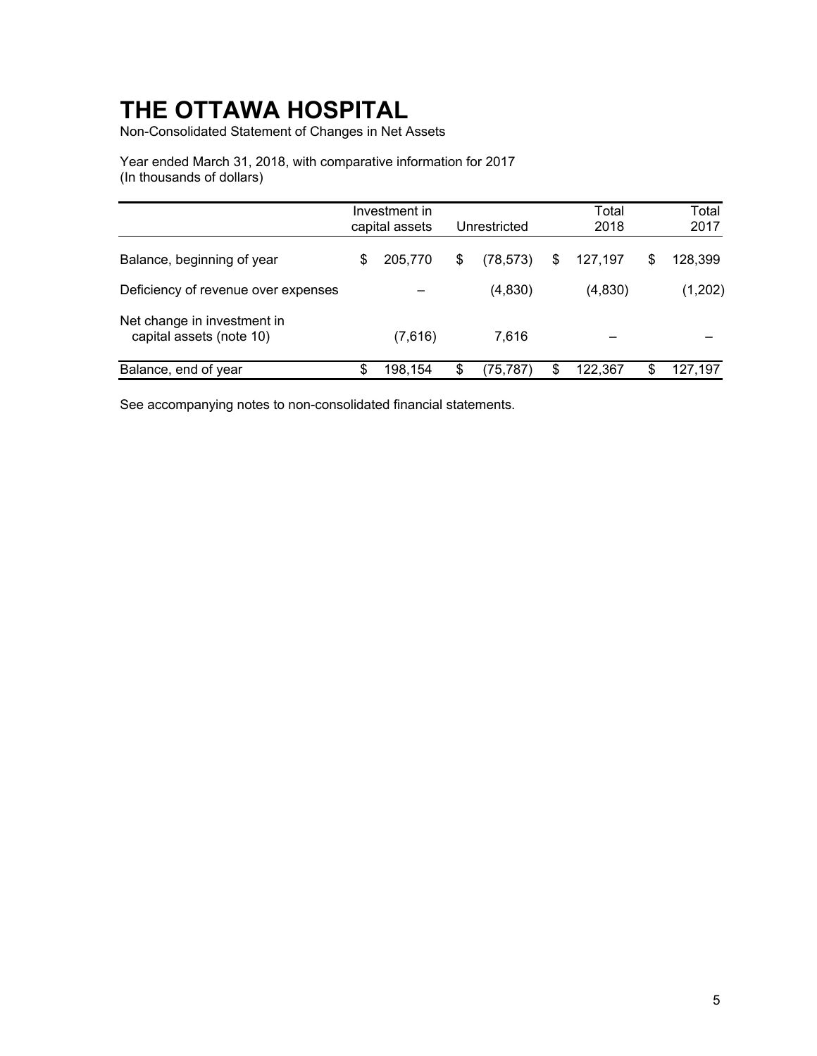# THE OTTAWA HOSPITAL

Non-Consolidated Statement of Changes in Net Assets

Year ended March 31, 2018, with comparative information for 2017
(In thousands of dollars)

| | Investment in capital assets | Unrestricted | Total 2018 | Total 2017 |
|---|---|---|---|---|
| Balance, beginning of year | $ 205,770 | $ (78,573) | $ 127,197 | $ 128,399 |
| Deficiency of revenue over expenses | – | (4,830) | (4,830) | (1,202) |
| Net change in investment in capital assets (note 10) | (7,616) | 7,616 | – | – |
| Balance, end of year | $ 198,154 | $ (75,787) | $ 122,367 | $ 127,197 |

See accompanying notes to non-consolidated financial statements.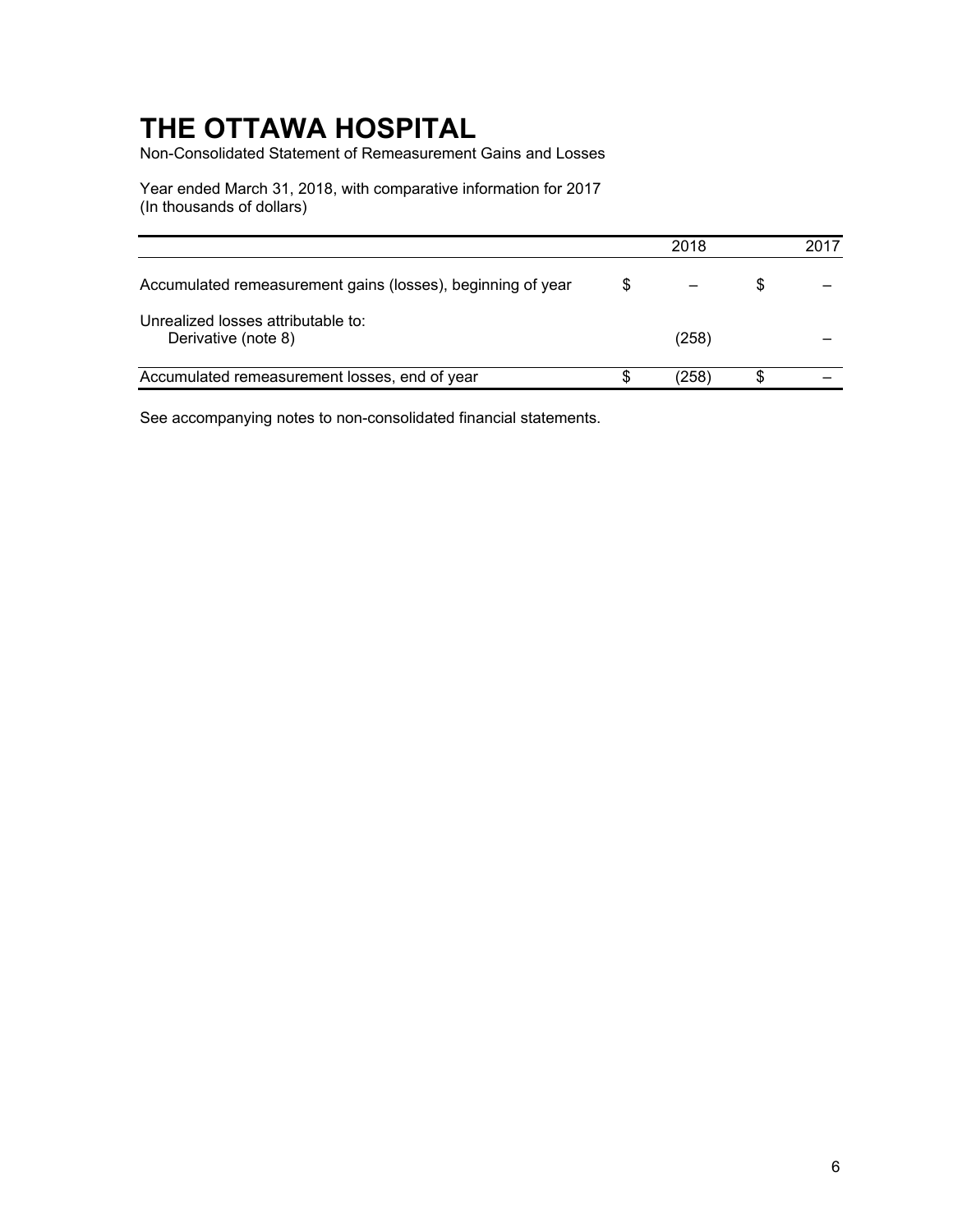# THE OTTAWA HOSPITAL

Non-Consolidated Statement of Remeasurement Gains and Losses

Year ended March 31, 2018, with comparative information for 2017
(In thousands of dollars)

| | 2018 | 2017 |
|---|---|---|
| Accumulated remeasurement gains (losses), beginning of year | $ – | $ – |
| Unrealized losses attributable to: | | |
| Derivative (note 8) | (258) | – |
| Accumulated remeasurement losses, end of year | $ (258) | $ – |

See accompanying notes to non-consolidated financial statements.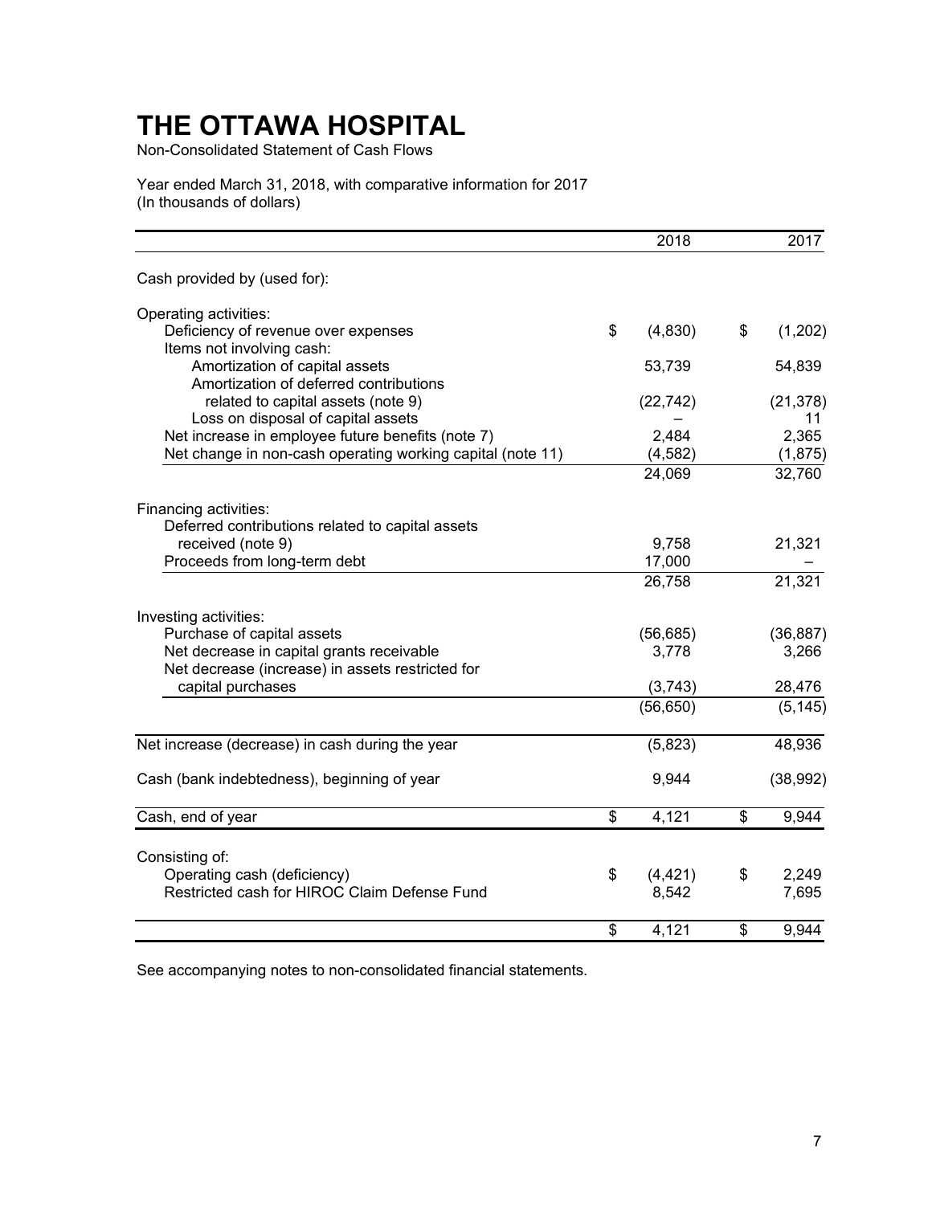# THE OTTAWA HOSPITAL

Non-Consolidated Statement of Cash Flows

Year ended March 31, 2018, with comparative information for 2017
(In thousands of dollars)

| | 2018 | 2017 |
|---|---|---|
| Cash provided by (used for): | | |
| Operating activities: | | |
| Deficiency of revenue over expenses | $ (4,830) | $ (1,202) |
| Items not involving cash: | | |
| Amortization of capital assets | 53,739 | 54,839 |
| Amortization of deferred contributions related to capital assets (note 9) | (22,742) | (21,378) |
| Loss on disposal of capital assets | – | 11 |
| Net increase in employee future benefits (note 7) | 2,484 | 2,365 |
| Net change in non-cash operating working capital (note 11) | (4,582) | (1,875) |
| | 24,069 | 32,760 |
| Financing activities: | | |
| Deferred contributions related to capital assets received (note 9) | 9,758 | 21,321 |
| Proceeds from long-term debt | 17,000 | – |
| | 26,758 | 21,321 |
| Investing activities: | | |
| Purchase of capital assets | (56,685) | (36,887) |
| Net decrease in capital grants receivable | 3,778 | 3,266 |
| Net decrease (increase) in assets restricted for capital purchases | (3,743) | 28,476 |
| | (56,650) | (5,145) |
| Net increase (decrease) in cash during the year | (5,823) | 48,936 |
| Cash (bank indebtedness), beginning of year | 9,944 | (38,992) |
| Cash, end of year | $ 4,121 | $ 9,944 |
| Consisting of: | | |
| Operating cash (deficiency) | $ (4,421) | $ 2,249 |
| Restricted cash for HIROC Claim Defense Fund | 8,542 | 7,695 |
| | $ 4,121 | $ 9,944 |

See accompanying notes to non-consolidated financial statements.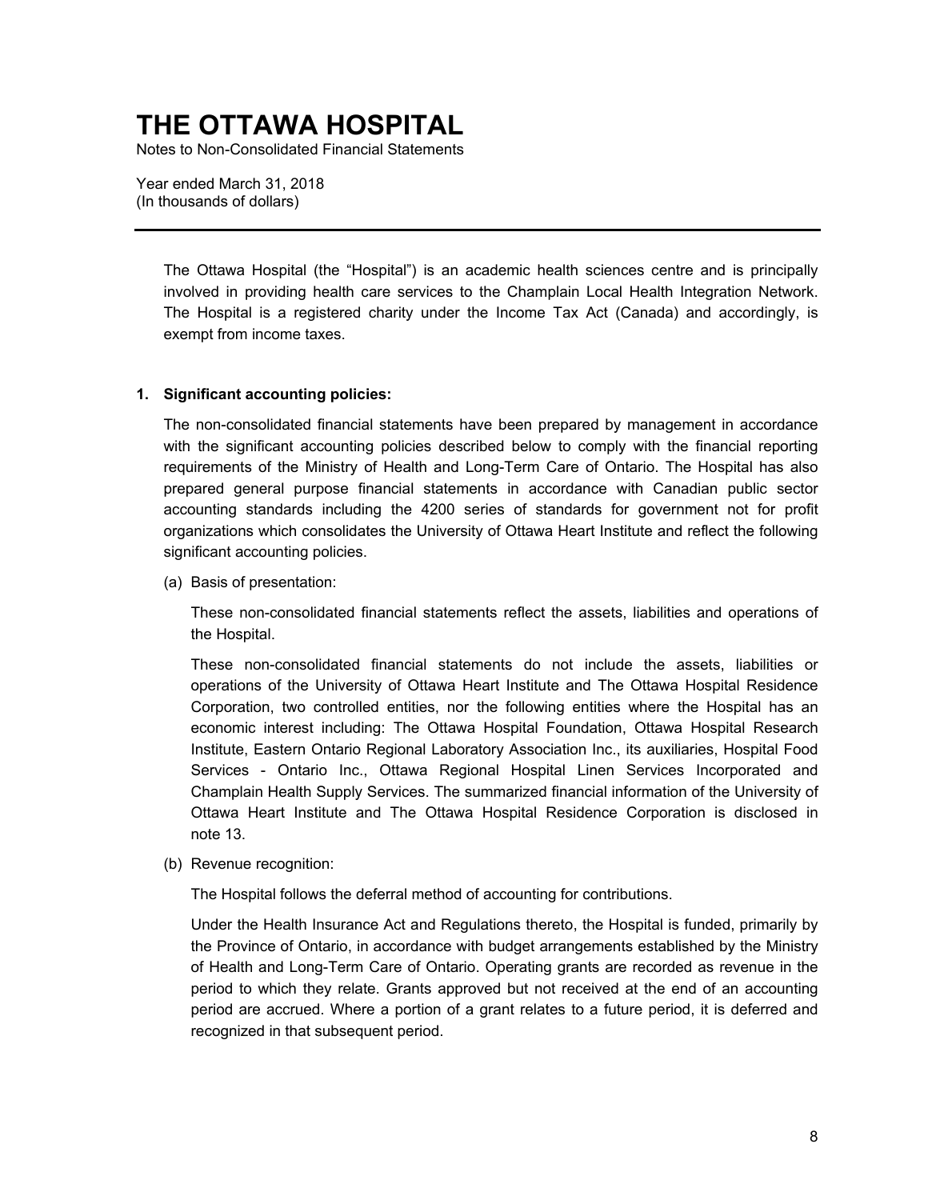# THE OTTAWA HOSPITAL

Notes to Non-Consolidated Financial Statements

Year ended March 31, 2018
(In thousands of dollars)

The Ottawa Hospital (the "Hospital") is an academic health sciences centre and is principally involved in providing health care services to the Champlain Local Health Integration Network. The Hospital is a registered charity under the Income Tax Act (Canada) and accordingly, is exempt from income taxes.

## 1. Significant accounting policies:

The non-consolidated financial statements have been prepared by management in accordance with the significant accounting policies described below to comply with the financial reporting requirements of the Ministry of Health and Long-Term Care of Ontario. The Hospital has also prepared general purpose financial statements in accordance with Canadian public sector accounting standards including the 4200 series of standards for government not for profit organizations which consolidates the University of Ottawa Heart Institute and reflect the following significant accounting policies.

(a) Basis of presentation:

These non-consolidated financial statements reflect the assets, liabilities and operations of the Hospital.

These non-consolidated financial statements do not include the assets, liabilities or operations of the University of Ottawa Heart Institute and The Ottawa Hospital Residence Corporation, two controlled entities, nor the following entities where the Hospital has an economic interest including: The Ottawa Hospital Foundation, Ottawa Hospital Research Institute, Eastern Ontario Regional Laboratory Association Inc., its auxiliaries, Hospital Food Services - Ontario Inc., Ottawa Regional Hospital Linen Services Incorporated and Champlain Health Supply Services. The summarized financial information of the University of Ottawa Heart Institute and The Ottawa Hospital Residence Corporation is disclosed in note 13.

(b) Revenue recognition:

The Hospital follows the deferral method of accounting for contributions.

Under the Health Insurance Act and Regulations thereto, the Hospital is funded, primarily by the Province of Ontario, in accordance with budget arrangements established by the Ministry of Health and Long-Term Care of Ontario. Operating grants are recorded as revenue in the period to which they relate. Grants approved but not received at the end of an accounting period are accrued. Where a portion of a grant relates to a future period, it is deferred and recognized in that subsequent period.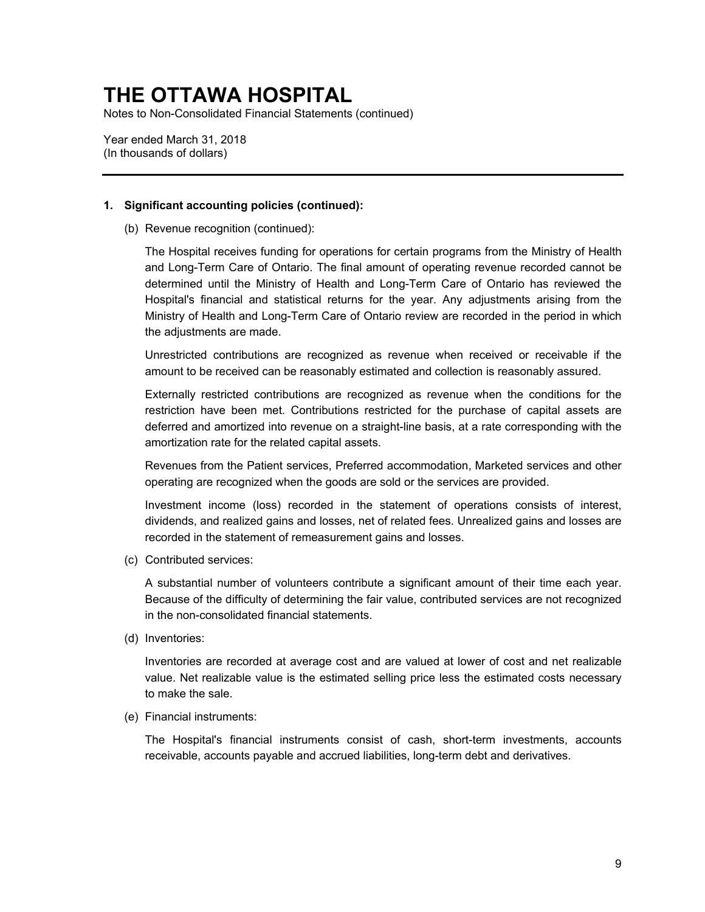# THE OTTAWA HOSPITAL

Notes to Non-Consolidated Financial Statements (continued)

Year ended March 31, 2018
(In thousands of dollars)

---

**1. Significant accounting policies (continued):**

(b) Revenue recognition (continued):

The Hospital receives funding for operations for certain programs from the Ministry of Health and Long-Term Care of Ontario. The final amount of operating revenue recorded cannot be determined until the Ministry of Health and Long-Term Care of Ontario has reviewed the Hospital's financial and statistical returns for the year. Any adjustments arising from the Ministry of Health and Long-Term Care of Ontario review are recorded in the period in which the adjustments are made.

Unrestricted contributions are recognized as revenue when received or receivable if the amount to be received can be reasonably estimated and collection is reasonably assured.

Externally restricted contributions are recognized as revenue when the conditions for the restriction have been met. Contributions restricted for the purchase of capital assets are deferred and amortized into revenue on a straight-line basis, at a rate corresponding with the amortization rate for the related capital assets.

Revenues from the Patient services, Preferred accommodation, Marketed services and other operating are recognized when the goods are sold or the services are provided.

Investment income (loss) recorded in the statement of operations consists of interest, dividends, and realized gains and losses, net of related fees. Unrealized gains and losses are recorded in the statement of remeasurement gains and losses.

(c) Contributed services:

A substantial number of volunteers contribute a significant amount of their time each year. Because of the difficulty of determining the fair value, contributed services are not recognized in the non-consolidated financial statements.

(d) Inventories:

Inventories are recorded at average cost and are valued at lower of cost and net realizable value. Net realizable value is the estimated selling price less the estimated costs necessary to make the sale.

(e) Financial instruments:

The Hospital's financial instruments consist of cash, short-term investments, accounts receivable, accounts payable and accrued liabilities, long-term debt and derivatives.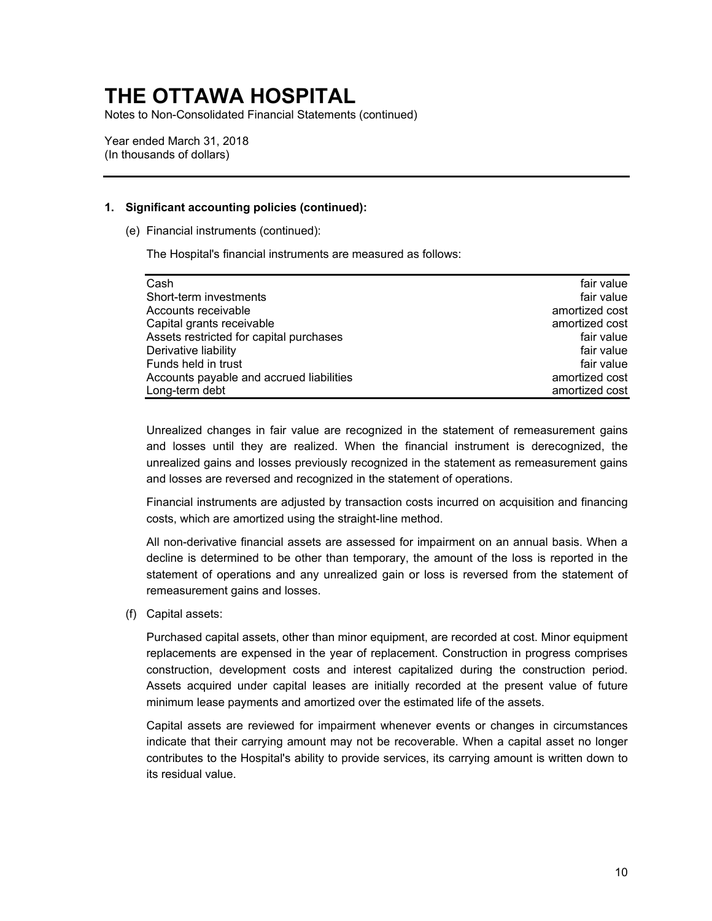# THE OTTAWA HOSPITAL

Notes to Non-Consolidated Financial Statements (continued)

Year ended March 31, 2018
(In thousands of dollars)

**1. Significant accounting policies (continued):**

(e) Financial instruments (continued):

The Hospital's financial instruments are measured as follows:

| | |
|---|---|
| Cash | fair value |
| Short-term investments | fair value |
| Accounts receivable | amortized cost |
| Capital grants receivable | amortized cost |
| Assets restricted for capital purchases | fair value |
| Derivative liability | fair value |
| Funds held in trust | fair value |
| Accounts payable and accrued liabilities | amortized cost |
| Long-term debt | amortized cost |

Unrealized changes in fair value are recognized in the statement of remeasurement gains and losses until they are realized. When the financial instrument is derecognized, the unrealized gains and losses previously recognized in the statement as remeasurement gains and losses are reversed and recognized in the statement of operations.

Financial instruments are adjusted by transaction costs incurred on acquisition and financing costs, which are amortized using the straight-line method.

All non-derivative financial assets are assessed for impairment on an annual basis. When a decline is determined to be other than temporary, the amount of the loss is reported in the statement of operations and any unrealized gain or loss is reversed from the statement of remeasurement gains and losses.

(f) Capital assets:

Purchased capital assets, other than minor equipment, are recorded at cost. Minor equipment replacements are expensed in the year of replacement. Construction in progress comprises construction, development costs and interest capitalized during the construction period. Assets acquired under capital leases are initially recorded at the present value of future minimum lease payments and amortized over the estimated life of the assets.

Capital assets are reviewed for impairment whenever events or changes in circumstances indicate that their carrying amount may not be recoverable. When a capital asset no longer contributes to the Hospital's ability to provide services, its carrying amount is written down to its residual value.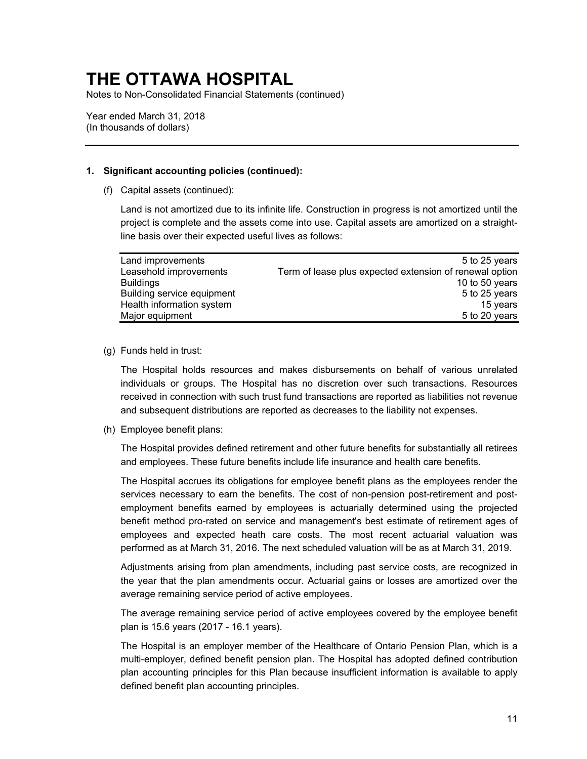# THE OTTAWA HOSPITAL

Notes to Non-Consolidated Financial Statements (continued)

Year ended March 31, 2018
(In thousands of dollars)

---

**1. Significant accounting policies (continued):**

(f) Capital assets (continued):

Land is not amortized due to its infinite life. Construction in progress is not amortized until the project is complete and the assets come into use. Capital assets are amortized on a straight-line basis over their expected useful lives as follows:

| | |
|---|---|
| Land improvements | 5 to 25 years |
| Leasehold improvements | Term of lease plus expected extension of renewal option |
| Buildings | 10 to 50 years |
| Building service equipment | 5 to 25 years |
| Health information system | 15 years |
| Major equipment | 5 to 20 years |

(g) Funds held in trust:

The Hospital holds resources and makes disbursements on behalf of various unrelated individuals or groups. The Hospital has no discretion over such transactions. Resources received in connection with such trust fund transactions are reported as liabilities not revenue and subsequent distributions are reported as decreases to the liability not expenses.

(h) Employee benefit plans:

The Hospital provides defined retirement and other future benefits for substantially all retirees and employees. These future benefits include life insurance and health care benefits.

The Hospital accrues its obligations for employee benefit plans as the employees render the services necessary to earn the benefits. The cost of non-pension post-retirement and post-employment benefits earned by employees is actuarially determined using the projected benefit method pro-rated on service and management's best estimate of retirement ages of employees and expected heath care costs. The most recent actuarial valuation was performed as at March 31, 2016. The next scheduled valuation will be as at March 31, 2019.

Adjustments arising from plan amendments, including past service costs, are recognized in the year that the plan amendments occur. Actuarial gains or losses are amortized over the average remaining service period of active employees.

The average remaining service period of active employees covered by the employee benefit plan is 15.6 years (2017 - 16.1 years).

The Hospital is an employer member of the Healthcare of Ontario Pension Plan, which is a multi-employer, defined benefit pension plan. The Hospital has adopted defined contribution plan accounting principles for this Plan because insufficient information is available to apply defined benefit plan accounting principles.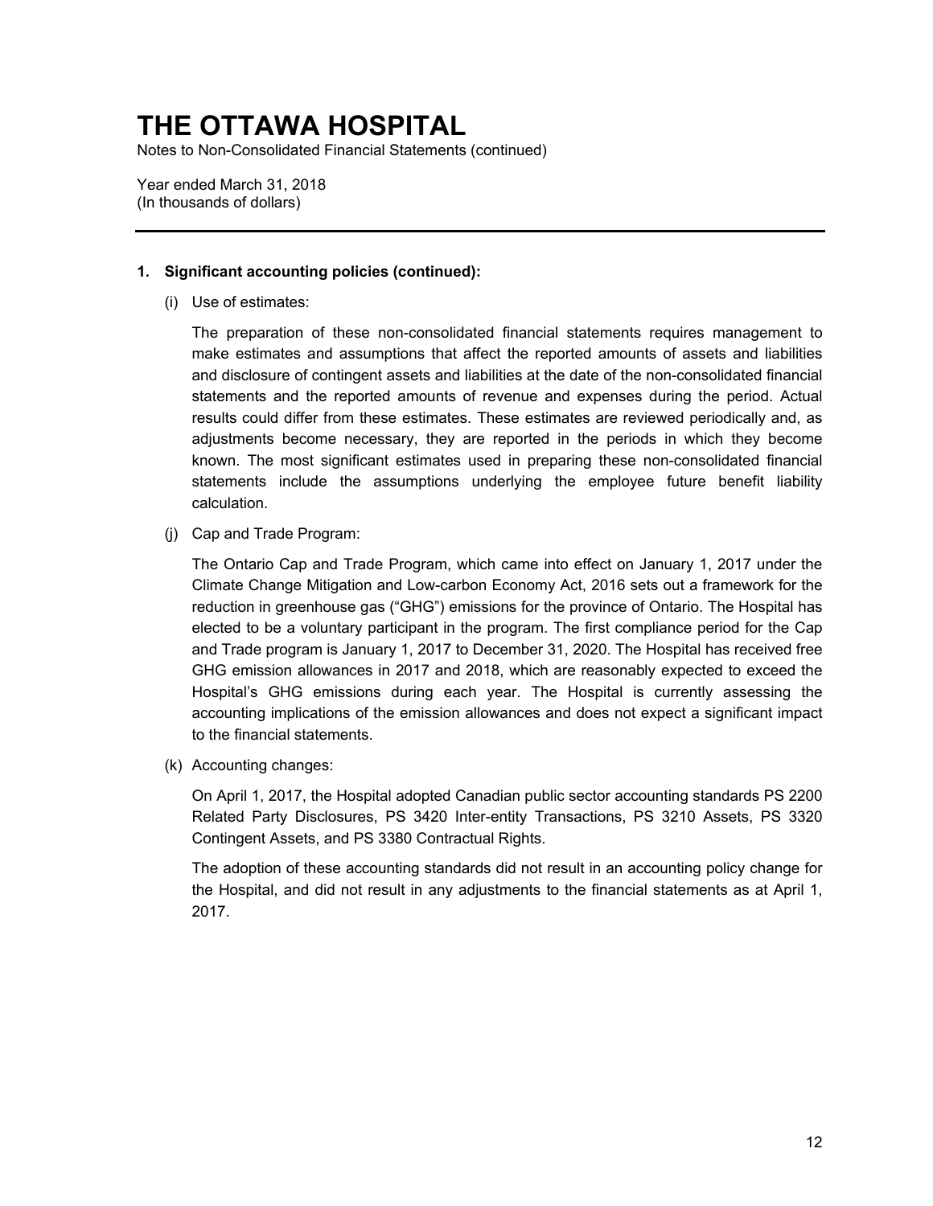# THE OTTAWA HOSPITAL

Notes to Non-Consolidated Financial Statements (continued)

Year ended March 31, 2018
(In thousands of dollars)

---

**1. Significant accounting policies (continued):**

(i) Use of estimates:

The preparation of these non-consolidated financial statements requires management to make estimates and assumptions that affect the reported amounts of assets and liabilities and disclosure of contingent assets and liabilities at the date of the non-consolidated financial statements and the reported amounts of revenue and expenses during the period. Actual results could differ from these estimates. These estimates are reviewed periodically and, as adjustments become necessary, they are reported in the periods in which they become known. The most significant estimates used in preparing these non-consolidated financial statements include the assumptions underlying the employee future benefit liability calculation.

(j) Cap and Trade Program:

The Ontario Cap and Trade Program, which came into effect on January 1, 2017 under the Climate Change Mitigation and Low-carbon Economy Act, 2016 sets out a framework for the reduction in greenhouse gas ("GHG") emissions for the province of Ontario. The Hospital has elected to be a voluntary participant in the program. The first compliance period for the Cap and Trade program is January 1, 2017 to December 31, 2020. The Hospital has received free GHG emission allowances in 2017 and 2018, which are reasonably expected to exceed the Hospital's GHG emissions during each year. The Hospital is currently assessing the accounting implications of the emission allowances and does not expect a significant impact to the financial statements.

(k) Accounting changes:

On April 1, 2017, the Hospital adopted Canadian public sector accounting standards PS 2200 Related Party Disclosures, PS 3420 Inter-entity Transactions, PS 3210 Assets, PS 3320 Contingent Assets, and PS 3380 Contractual Rights.

The adoption of these accounting standards did not result in an accounting policy change for the Hospital, and did not result in any adjustments to the financial statements as at April 1, 2017.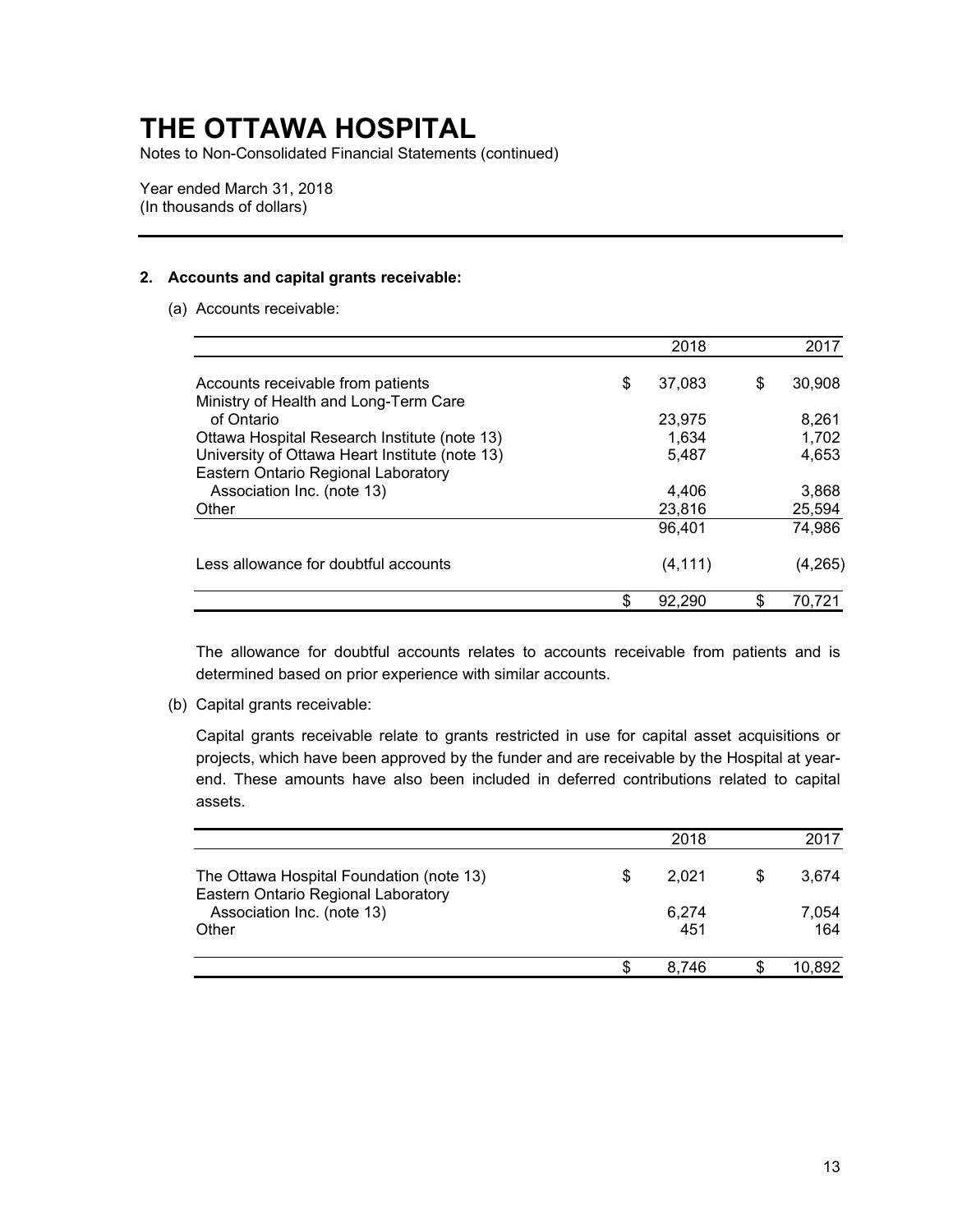# THE OTTAWA HOSPITAL

Notes to Non-Consolidated Financial Statements (continued)

Year ended March 31, 2018
(In thousands of dollars)

## 2. Accounts and capital grants receivable:

(a) Accounts receivable:

| | 2018 | 2017 |
|---|---|---|
| Accounts receivable from patients | $ 37,083 | $ 30,908 |
| Ministry of Health and Long-Term Care of Ontario | 23,975 | 8,261 |
| Ottawa Hospital Research Institute (note 13) | 1,634 | 1,702 |
| University of Ottawa Heart Institute (note 13) | 5,487 | 4,653 |
| Eastern Ontario Regional Laboratory Association Inc. (note 13) | 4,406 | 3,868 |
| Other | 23,816 | 25,594 |
| | 96,401 | 74,986 |
| Less allowance for doubtful accounts | (4,111) | (4,265) |
| | $ 92,290 | $ 70,721 |

The allowance for doubtful accounts relates to accounts receivable from patients and is determined based on prior experience with similar accounts.

(b) Capital grants receivable:

Capital grants receivable relate to grants restricted in use for capital asset acquisitions or projects, which have been approved by the funder and are receivable by the Hospital at year-end. These amounts have also been included in deferred contributions related to capital assets.

| | 2018 | 2017 |
|---|---|---|
| The Ottawa Hospital Foundation (note 13) | $ 2,021 | $ 3,674 |
| Eastern Ontario Regional Laboratory Association Inc. (note 13) | 6,274 | 7,054 |
| Other | 451 | 164 |
| | $ 8,746 | $ 10,892 |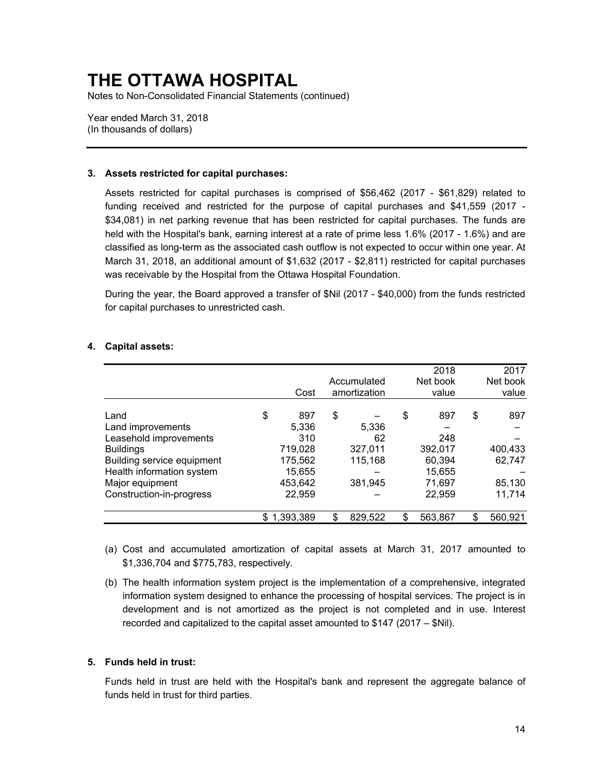# THE OTTAWA HOSPITAL

Notes to Non-Consolidated Financial Statements (continued)

Year ended March 31, 2018
(In thousands of dollars)

---

**3. Assets restricted for capital purchases:**

Assets restricted for capital purchases is comprised of $56,462 (2017 - $61,829) related to funding received and restricted for the purpose of capital purchases and $41,559 (2017 - $34,081) in net parking revenue that has been restricted for capital purchases. The funds are held with the Hospital's bank, earning interest at a rate of prime less 1.6% (2017 - 1.6%) and are classified as long-term as the associated cash outflow is not expected to occur within one year. At March 31, 2018, an additional amount of $1,632 (2017 - $2,811) restricted for capital purchases was receivable by the Hospital from the Ottawa Hospital Foundation.

During the year, the Board approved a transfer of $Nil (2017 - $40,000) from the funds restricted for capital purchases to unrestricted cash.

**4. Capital assets:**

| | Cost | Accumulated amortization | 2018 Net book value | 2017 Net book value |
|---|---|---|---|---|
| Land | $ 897 | $ – | $ 897 | $ 897 |
| Land improvements | 5,336 | 5,336 | – | – |
| Leasehold improvements | 310 | 62 | 248 | – |
| Buildings | 719,028 | 327,011 | 392,017 | 400,433 |
| Building service equipment | 175,562 | 115,168 | 60,394 | 62,747 |
| Health information system | 15,655 | – | 15,655 | – |
| Major equipment | 453,642 | 381,945 | 71,697 | 85,130 |
| Construction-in-progress | 22,959 | – | 22,959 | 11,714 |
| | $ 1,393,389 | $ 829,522 | $ 563,867 | $ 560,921 |

(a) Cost and accumulated amortization of capital assets at March 31, 2017 amounted to $1,336,704 and $775,783, respectively.

(b) The health information system project is the implementation of a comprehensive, integrated information system designed to enhance the processing of hospital services. The project is in development and is not amortized as the project is not completed and in use. Interest recorded and capitalized to the capital asset amounted to $147 (2017 – $Nil).

**5. Funds held in trust:**

Funds held in trust are held with the Hospital's bank and represent the aggregate balance of funds held in trust for third parties.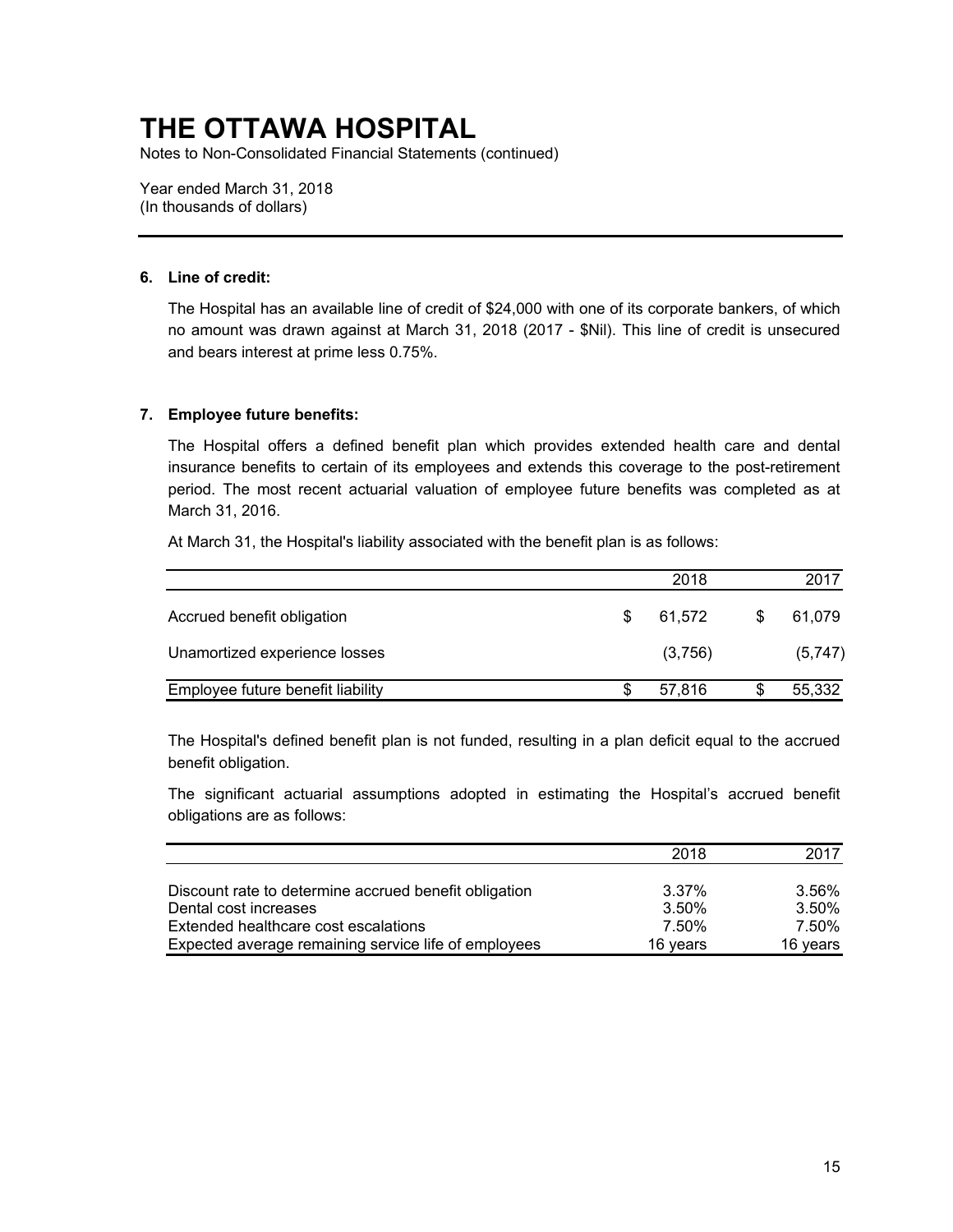# THE OTTAWA HOSPITAL

Notes to Non-Consolidated Financial Statements (continued)

Year ended March 31, 2018
(In thousands of dollars)

## 6. Line of credit:

The Hospital has an available line of credit of $24,000 with one of its corporate bankers, of which no amount was drawn against at March 31, 2018 (2017 - $Nil). This line of credit is unsecured and bears interest at prime less 0.75%.

## 7. Employee future benefits:

The Hospital offers a defined benefit plan which provides extended health care and dental insurance benefits to certain of its employees and extends this coverage to the post-retirement period. The most recent actuarial valuation of employee future benefits was completed as at March 31, 2016.

At March 31, the Hospital's liability associated with the benefit plan is as follows:

| | 2018 | 2017 |
|---|---|---|
| Accrued benefit obligation | $ 61,572 | $ 61,079 |
| Unamortized experience losses | (3,756) | (5,747) |
| Employee future benefit liability | $ 57,816 | $ 55,332 |

The Hospital's defined benefit plan is not funded, resulting in a plan deficit equal to the accrued benefit obligation.

The significant actuarial assumptions adopted in estimating the Hospital's accrued benefit obligations are as follows:

| | 2018 | 2017 |
|---|---|---|
| Discount rate to determine accrued benefit obligation | 3.37% | 3.56% |
| Dental cost increases | 3.50% | 3.50% |
| Extended healthcare cost escalations | 7.50% | 7.50% |
| Expected average remaining service life of employees | 16 years | 16 years |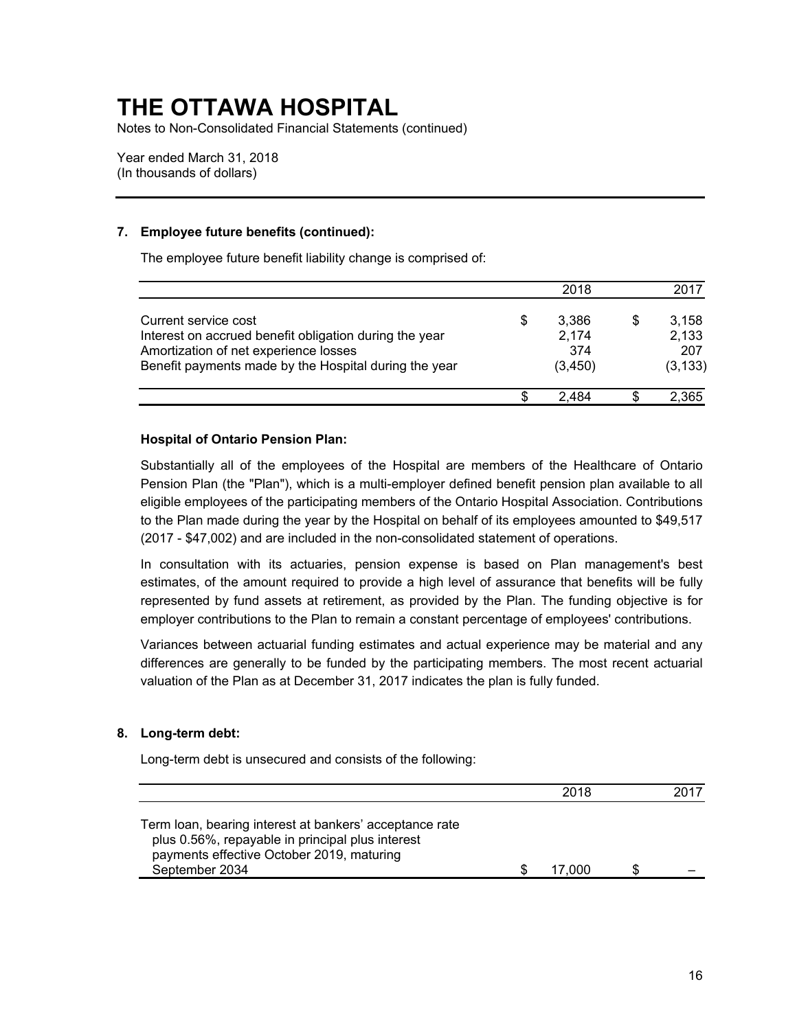# THE OTTAWA HOSPITAL

Notes to Non-Consolidated Financial Statements (continued)

Year ended March 31, 2018
(In thousands of dollars)

## 7. Employee future benefits (continued):

The employee future benefit liability change is comprised of:

| | 2018 | 2017 |
|---|---|---|
| Current service cost | $ 3,386 | $ 3,158 |
| Interest on accrued benefit obligation during the year | 2,174 | 2,133 |
| Amortization of net experience losses | 374 | 207 |
| Benefit payments made by the Hospital during the year | (3,450) | (3,133) |
| | $ 2,484 | $ 2,365 |

### Hospital of Ontario Pension Plan:

Substantially all of the employees of the Hospital are members of the Healthcare of Ontario Pension Plan (the "Plan"), which is a multi-employer defined benefit pension plan available to all eligible employees of the participating members of the Ontario Hospital Association. Contributions to the Plan made during the year by the Hospital on behalf of its employees amounted to $49,517 (2017 - $47,002) and are included in the non-consolidated statement of operations.

In consultation with its actuaries, pension expense is based on Plan management's best estimates, of the amount required to provide a high level of assurance that benefits will be fully represented by fund assets at retirement, as provided by the Plan. The funding objective is for employer contributions to the Plan to remain a constant percentage of employees' contributions.

Variances between actuarial funding estimates and actual experience may be material and any differences are generally to be funded by the participating members. The most recent actuarial valuation of the Plan as at December 31, 2017 indicates the plan is fully funded.

## 8. Long-term debt:

Long-term debt is unsecured and consists of the following:

| | 2018 | 2017 |
|---|---|---|
| Term loan, bearing interest at bankers' acceptance rate plus 0.56%, repayable in principal plus interest payments effective October 2019, maturing September 2034 | $ 17,000 | $ – |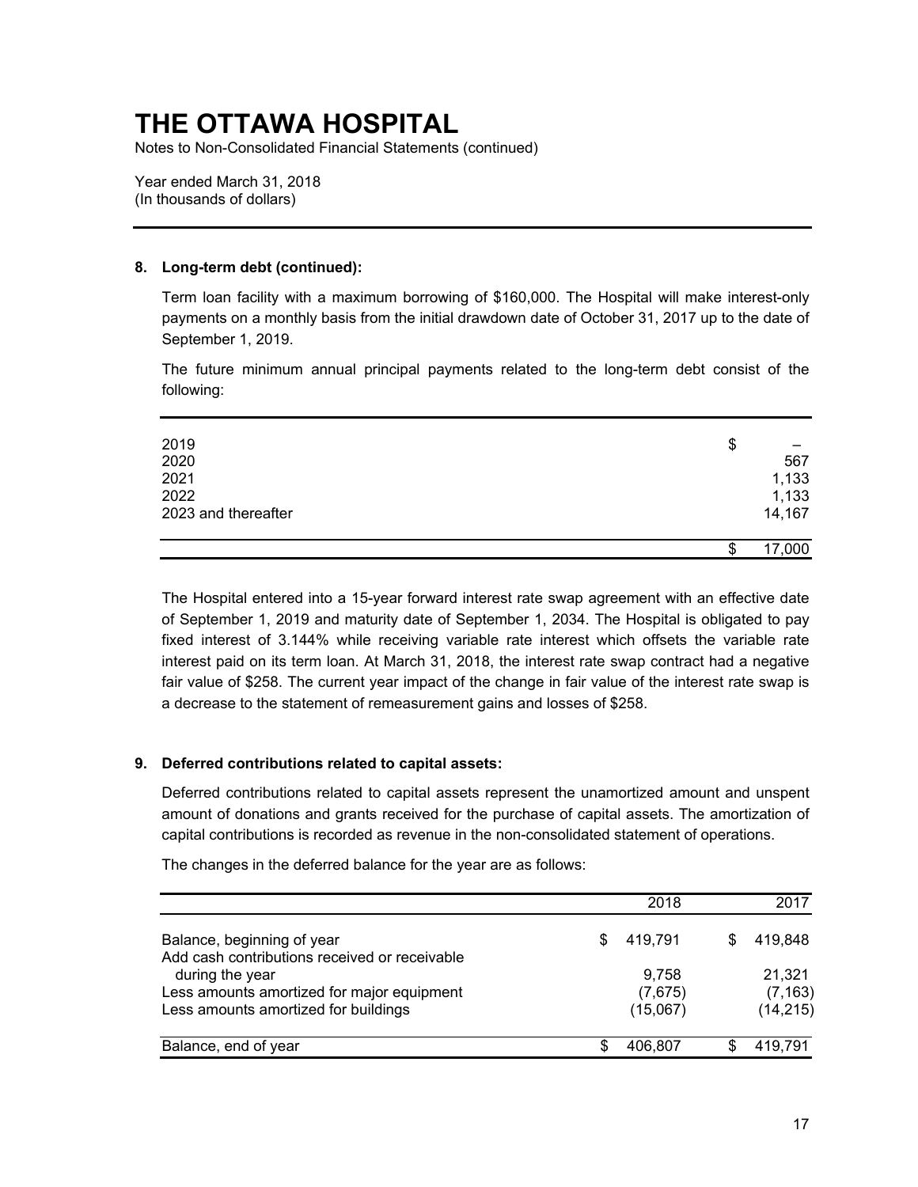# THE OTTAWA HOSPITAL

Notes to Non-Consolidated Financial Statements (continued)

Year ended March 31, 2018
(In thousands of dollars)

---

**8. Long-term debt (continued):**

Term loan facility with a maximum borrowing of $160,000. The Hospital will make interest-only payments on a monthly basis from the initial drawdown date of October 31, 2017 up to the date of September 1, 2019.

The future minimum annual principal payments related to the long-term debt consist of the following:

| | |
|---|---|
| 2019 | $ – |
| 2020 | 567 |
| 2021 | 1,133 |
| 2022 | 1,133 |
| 2023 and thereafter | 14,167 |
| | $ 17,000 |

The Hospital entered into a 15-year forward interest rate swap agreement with an effective date of September 1, 2019 and maturity date of September 1, 2034. The Hospital is obligated to pay fixed interest of 3.144% while receiving variable rate interest which offsets the variable rate interest paid on its term loan. At March 31, 2018, the interest rate swap contract had a negative fair value of $258. The current year impact of the change in fair value of the interest rate swap is a decrease to the statement of remeasurement gains and losses of $258.

**9. Deferred contributions related to capital assets:**

Deferred contributions related to capital assets represent the unamortized amount and unspent amount of donations and grants received for the purchase of capital assets. The amortization of capital contributions is recorded as revenue in the non-consolidated statement of operations.

The changes in the deferred balance for the year are as follows:

| | 2018 | 2017 |
|---|---|---|
| Balance, beginning of year | $ 419,791 | $ 419,848 |
| Add cash contributions received or receivable during the year | 9,758 | 21,321 |
| Less amounts amortized for major equipment | (7,675) | (7,163) |
| Less amounts amortized for buildings | (15,067) | (14,215) |
| Balance, end of year | $ 406,807 | $ 419,791 |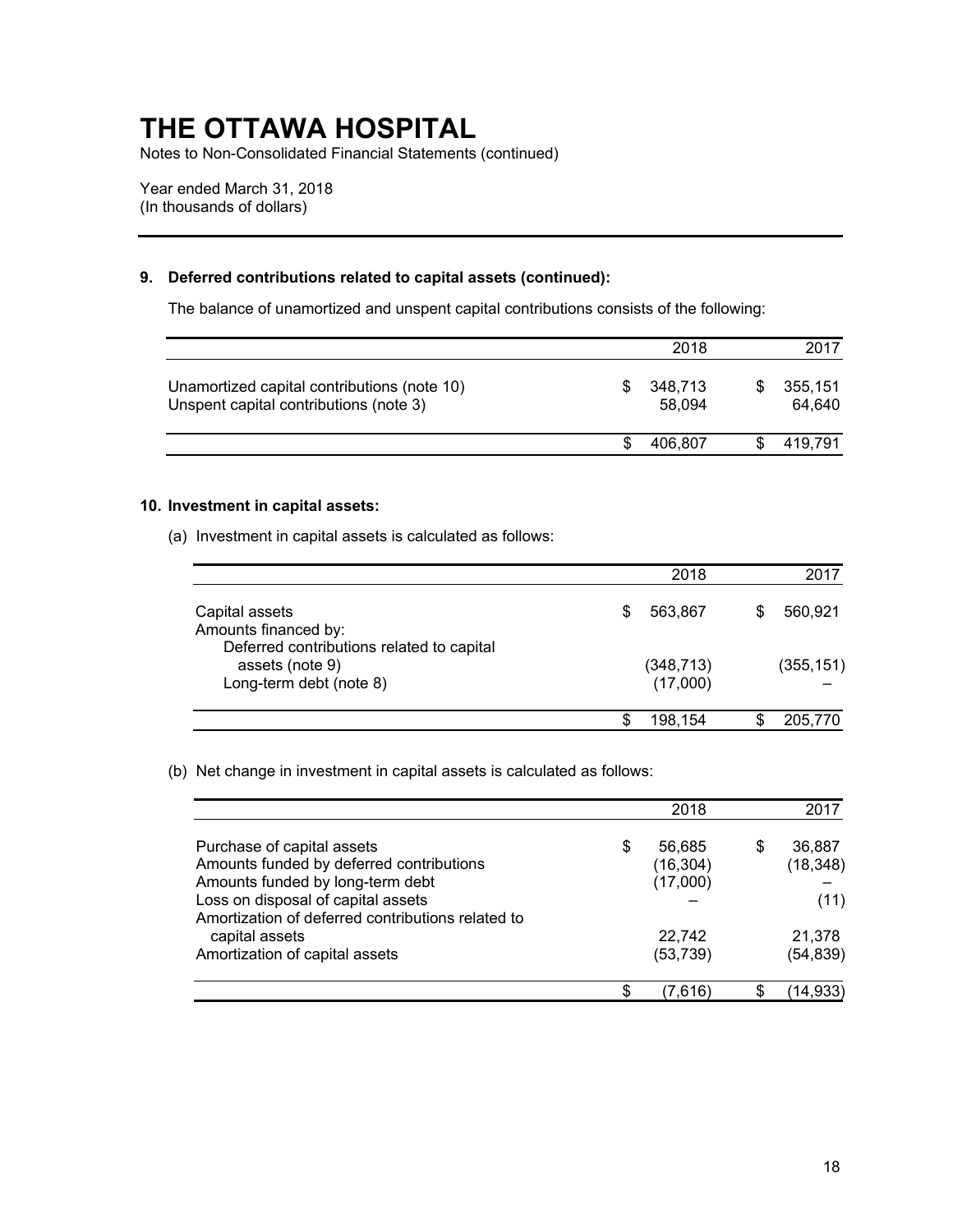# THE OTTAWA HOSPITAL

Notes to Non-Consolidated Financial Statements (continued)

Year ended March 31, 2018
(In thousands of dollars)

## 9. Deferred contributions related to capital assets (continued):

The balance of unamortized and unspent capital contributions consists of the following:

| | 2018 | 2017 |
|---|---|---|
| Unamortized capital contributions (note 10) | $ 348,713 | $ 355,151 |
| Unspent capital contributions (note 3) | 58,094 | 64,640 |
| | $ 406,807 | $ 419,791 |

## 10. Investment in capital assets:

(a) Investment in capital assets is calculated as follows:

| | 2018 | 2017 |
|---|---|---|
| Capital assets | $ 563,867 | $ 560,921 |
| Amounts financed by: | | |
| Deferred contributions related to capital assets (note 9) | (348,713) | (355,151) |
| Long-term debt (note 8) | (17,000) | – |
| | $ 198,154 | $ 205,770 |

(b) Net change in investment in capital assets is calculated as follows:

| | 2018 | 2017 |
|---|---|---|
| Purchase of capital assets | $ 56,685 | $ 36,887 |
| Amounts funded by deferred contributions | (16,304) | (18,348) |
| Amounts funded by long-term debt | (17,000) | – |
| Loss on disposal of capital assets | – | (11) |
| Amortization of deferred contributions related to capital assets | 22,742 | 21,378 |
| Amortization of capital assets | (53,739) | (54,839) |
| | $ (7,616) | $ (14,933) |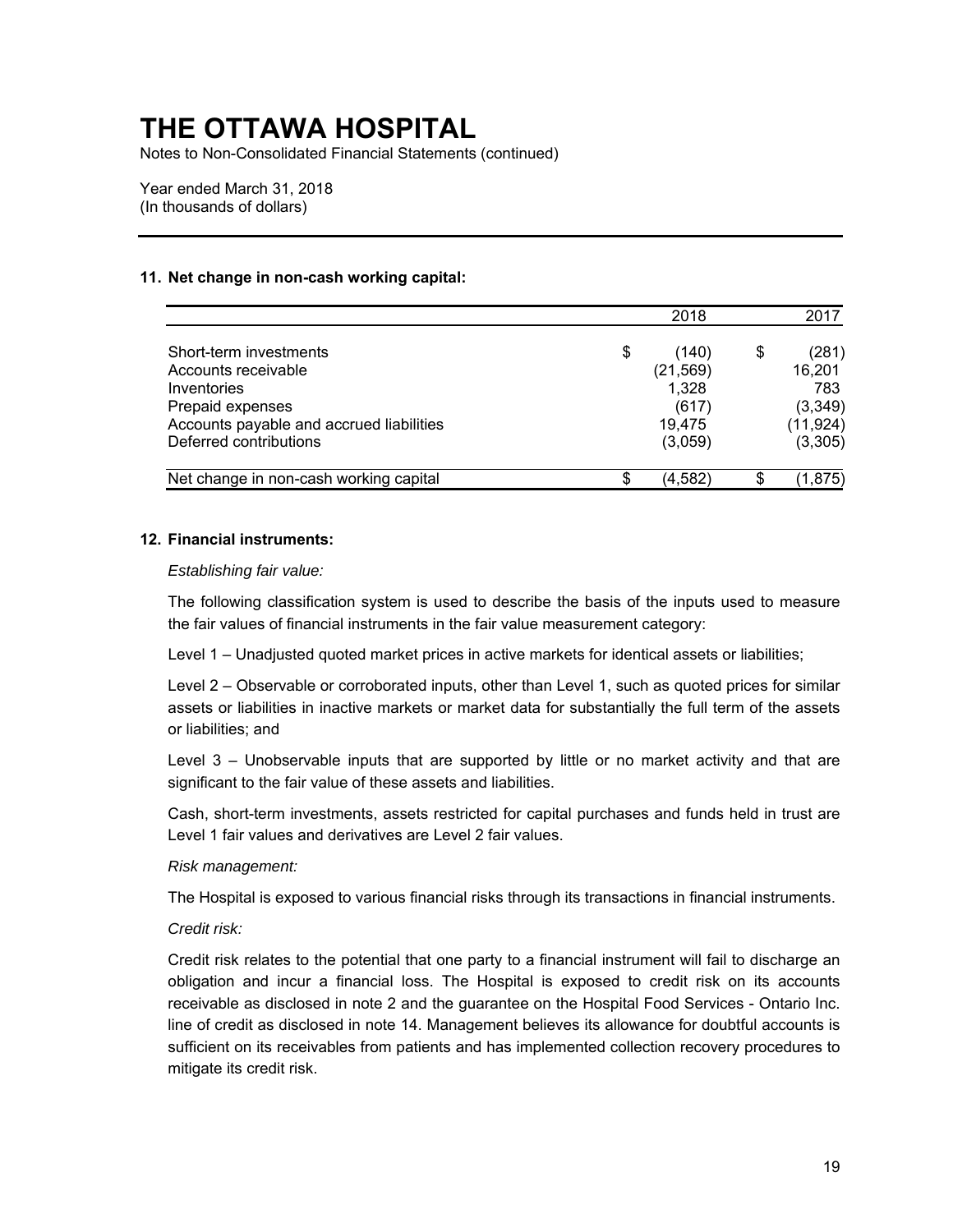# THE OTTAWA HOSPITAL

Notes to Non-Consolidated Financial Statements (continued)

Year ended March 31, 2018
(In thousands of dollars)

## 11. Net change in non-cash working capital:

| | 2018 | 2017 |
|---|---|---|
| Short-term investments | $ (140) | $ (281) |
| Accounts receivable | (21,569) | 16,201 |
| Inventories | 1,328 | 783 |
| Prepaid expenses | (617) | (3,349) |
| Accounts payable and accrued liabilities | 19,475 | (11,924) |
| Deferred contributions | (3,059) | (3,305) |
| Net change in non-cash working capital | $ (4,582) | $ (1,875) |

## 12. Financial instruments:

*Establishing fair value:*

The following classification system is used to describe the basis of the inputs used to measure the fair values of financial instruments in the fair value measurement category:

Level 1 – Unadjusted quoted market prices in active markets for identical assets or liabilities;

Level 2 – Observable or corroborated inputs, other than Level 1, such as quoted prices for similar assets or liabilities in inactive markets or market data for substantially the full term of the assets or liabilities; and

Level 3 – Unobservable inputs that are supported by little or no market activity and that are significant to the fair value of these assets and liabilities.

Cash, short-term investments, assets restricted for capital purchases and funds held in trust are Level 1 fair values and derivatives are Level 2 fair values.

*Risk management:*

The Hospital is exposed to various financial risks through its transactions in financial instruments.

*Credit risk:*

Credit risk relates to the potential that one party to a financial instrument will fail to discharge an obligation and incur a financial loss. The Hospital is exposed to credit risk on its accounts receivable as disclosed in note 2 and the guarantee on the Hospital Food Services - Ontario Inc. line of credit as disclosed in note 14. Management believes its allowance for doubtful accounts is sufficient on its receivables from patients and has implemented collection recovery procedures to mitigate its credit risk.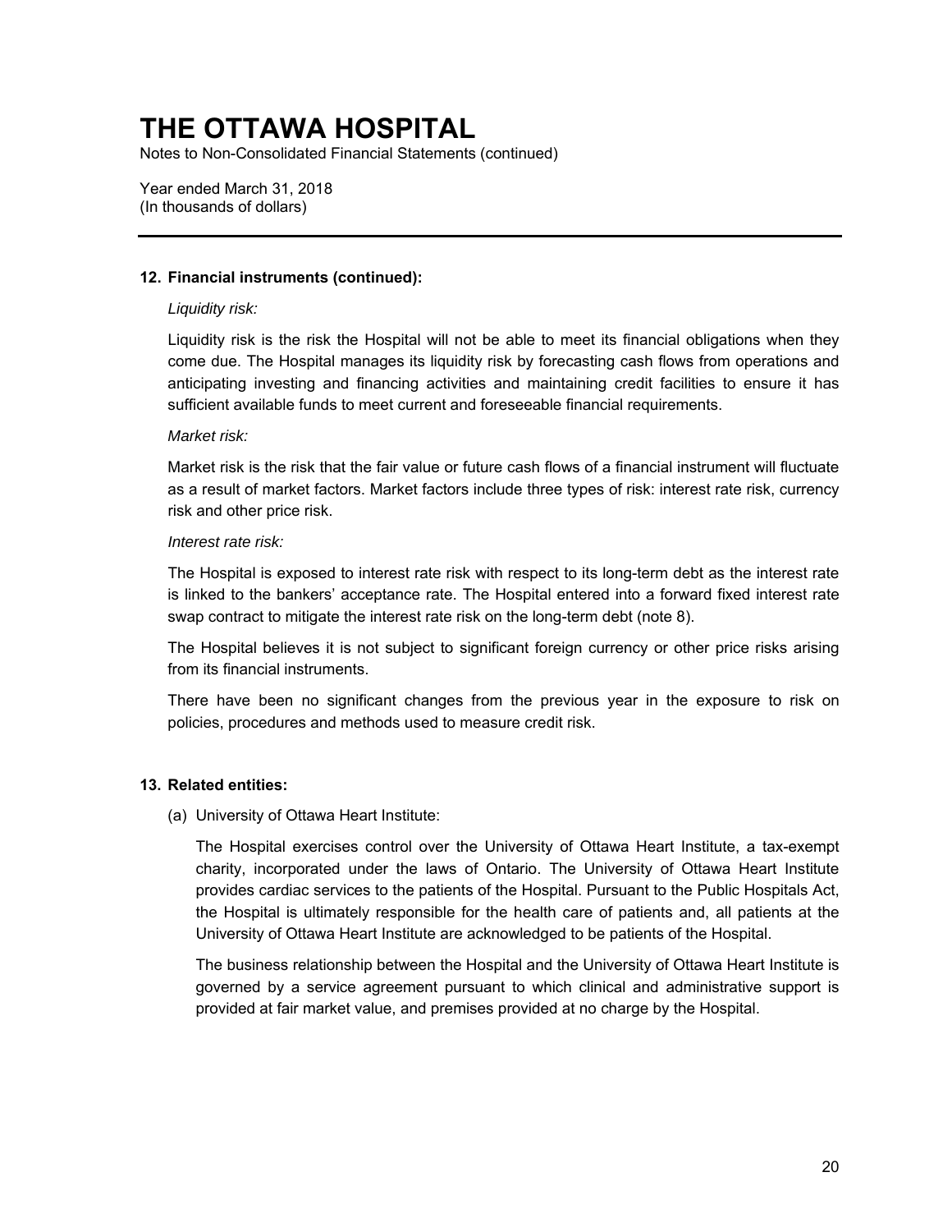# THE OTTAWA HOSPITAL

Notes to Non-Consolidated Financial Statements (continued)

Year ended March 31, 2018
(In thousands of dollars)

---

### 12. Financial instruments (continued):

*Liquidity risk:*

Liquidity risk is the risk the Hospital will not be able to meet its financial obligations when they come due. The Hospital manages its liquidity risk by forecasting cash flows from operations and anticipating investing and financing activities and maintaining credit facilities to ensure it has sufficient available funds to meet current and foreseeable financial requirements.

*Market risk:*

Market risk is the risk that the fair value or future cash flows of a financial instrument will fluctuate as a result of market factors. Market factors include three types of risk: interest rate risk, currency risk and other price risk.

*Interest rate risk:*

The Hospital is exposed to interest rate risk with respect to its long-term debt as the interest rate is linked to the bankers' acceptance rate. The Hospital entered into a forward fixed interest rate swap contract to mitigate the interest rate risk on the long-term debt (note 8).

The Hospital believes it is not subject to significant foreign currency or other price risks arising from its financial instruments.

There have been no significant changes from the previous year in the exposure to risk on policies, procedures and methods used to measure credit risk.

### 13. Related entities:

(a) University of Ottawa Heart Institute:

The Hospital exercises control over the University of Ottawa Heart Institute, a tax-exempt charity, incorporated under the laws of Ontario. The University of Ottawa Heart Institute provides cardiac services to the patients of the Hospital. Pursuant to the Public Hospitals Act, the Hospital is ultimately responsible for the health care of patients and, all patients at the University of Ottawa Heart Institute are acknowledged to be patients of the Hospital.

The business relationship between the Hospital and the University of Ottawa Heart Institute is governed by a service agreement pursuant to which clinical and administrative support is provided at fair market value, and premises provided at no charge by the Hospital.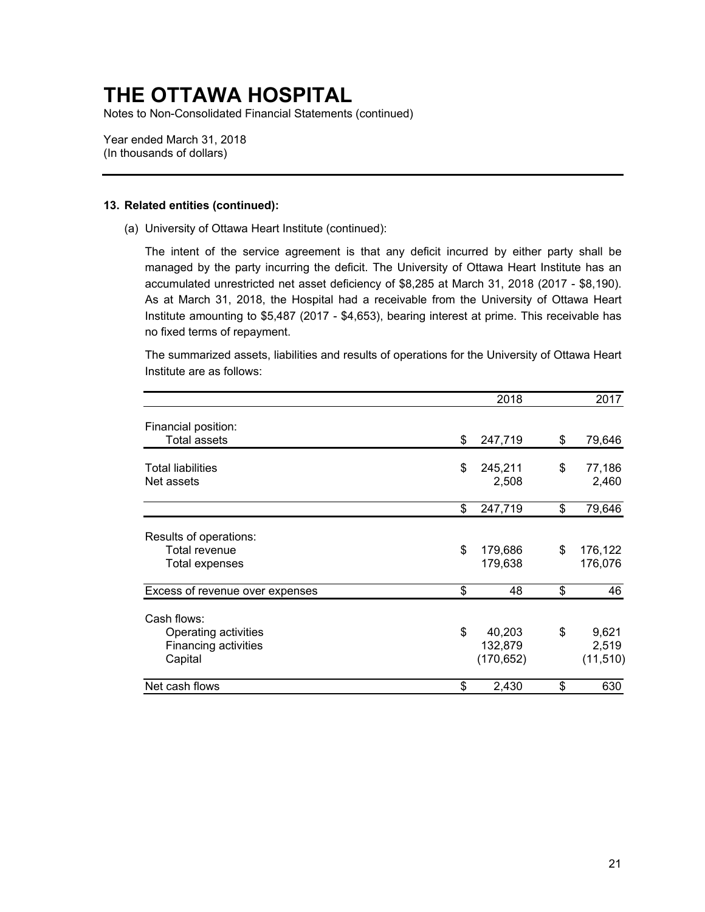# THE OTTAWA HOSPITAL

Notes to Non-Consolidated Financial Statements (continued)

Year ended March 31, 2018
(In thousands of dollars)

**13. Related entities (continued):**

(a) University of Ottawa Heart Institute (continued):

The intent of the service agreement is that any deficit incurred by either party shall be managed by the party incurring the deficit. The University of Ottawa Heart Institute has an accumulated unrestricted net asset deficiency of $8,285 at March 31, 2018 (2017 - $8,190). As at March 31, 2018, the Hospital had a receivable from the University of Ottawa Heart Institute amounting to $5,487 (2017 - $4,653), bearing interest at prime. This receivable has no fixed terms of repayment.

The summarized assets, liabilities and results of operations for the University of Ottawa Heart Institute are as follows:

| | 2018 | 2017 |
|---|---|---|
| Financial position: | | |
| Total assets | $ 247,719 | $ 79,646 |
| Total liabilities | $ 245,211 | $ 77,186 |
| Net assets | 2,508 | 2,460 |
| | $ 247,719 | $ 79,646 |
| Results of operations: | | |
| Total revenue | $ 179,686 | $ 176,122 |
| Total expenses | 179,638 | 176,076 |
| Excess of revenue over expenses | $ 48 | $ 46 |
| Cash flows: | | |
| Operating activities | $ 40,203 | $ 9,621 |
| Financing activities | 132,879 | 2,519 |
| Capital | (170,652) | (11,510) |
| Net cash flows | $ 2,430 | $ 630 |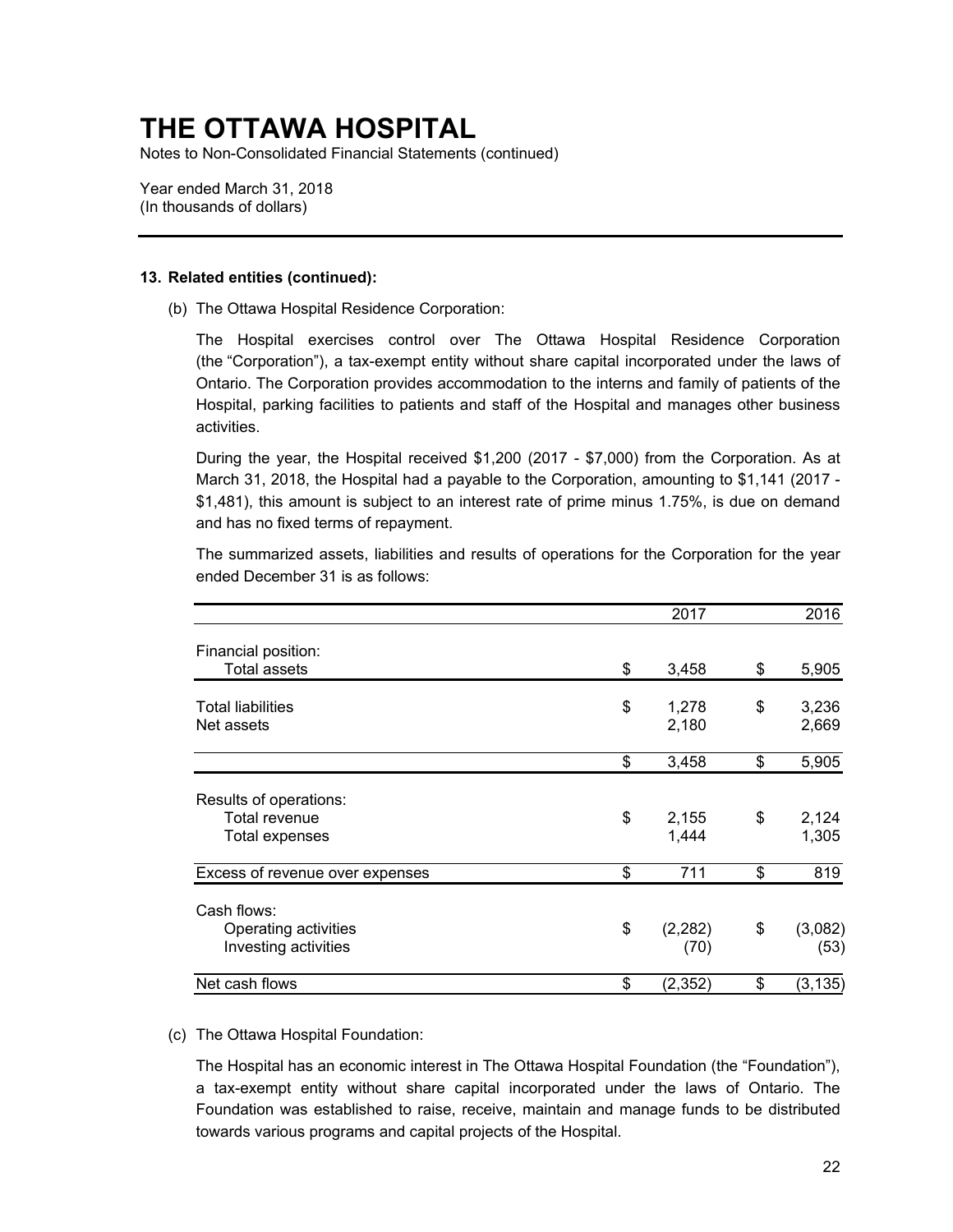# THE OTTAWA HOSPITAL

Notes to Non-Consolidated Financial Statements (continued)

Year ended March 31, 2018
(In thousands of dollars)

**13. Related entities (continued):**

(b) The Ottawa Hospital Residence Corporation:

The Hospital exercises control over The Ottawa Hospital Residence Corporation (the "Corporation"), a tax-exempt entity without share capital incorporated under the laws of Ontario. The Corporation provides accommodation to the interns and family of patients of the Hospital, parking facilities to patients and staff of the Hospital and manages other business activities.

During the year, the Hospital received $1,200 (2017 - $7,000) from the Corporation. As at March 31, 2018, the Hospital had a payable to the Corporation, amounting to $1,141 (2017 - $1,481), this amount is subject to an interest rate of prime minus 1.75%, is due on demand and has no fixed terms of repayment.

The summarized assets, liabilities and results of operations for the Corporation for the year ended December 31 is as follows:

| | 2017 | 2016 |
|---|---|---|
| Financial position: | | |
| Total assets | $ 3,458 | $ 5,905 |
| Total liabilities | $ 1,278 | $ 3,236 |
| Net assets | 2,180 | 2,669 |
| | $ 3,458 | $ 5,905 |
| Results of operations: | | |
| Total revenue | $ 2,155 | $ 2,124 |
| Total expenses | 1,444 | 1,305 |
| Excess of revenue over expenses | $ 711 | $ 819 |
| Cash flows: | | |
| Operating activities | $ (2,282) | $ (3,082) |
| Investing activities | (70) | (53) |
| Net cash flows | $ (2,352) | $ (3,135) |

(c) The Ottawa Hospital Foundation:

The Hospital has an economic interest in The Ottawa Hospital Foundation (the "Foundation"), a tax-exempt entity without share capital incorporated under the laws of Ontario. The Foundation was established to raise, receive, maintain and manage funds to be distributed towards various programs and capital projects of the Hospital.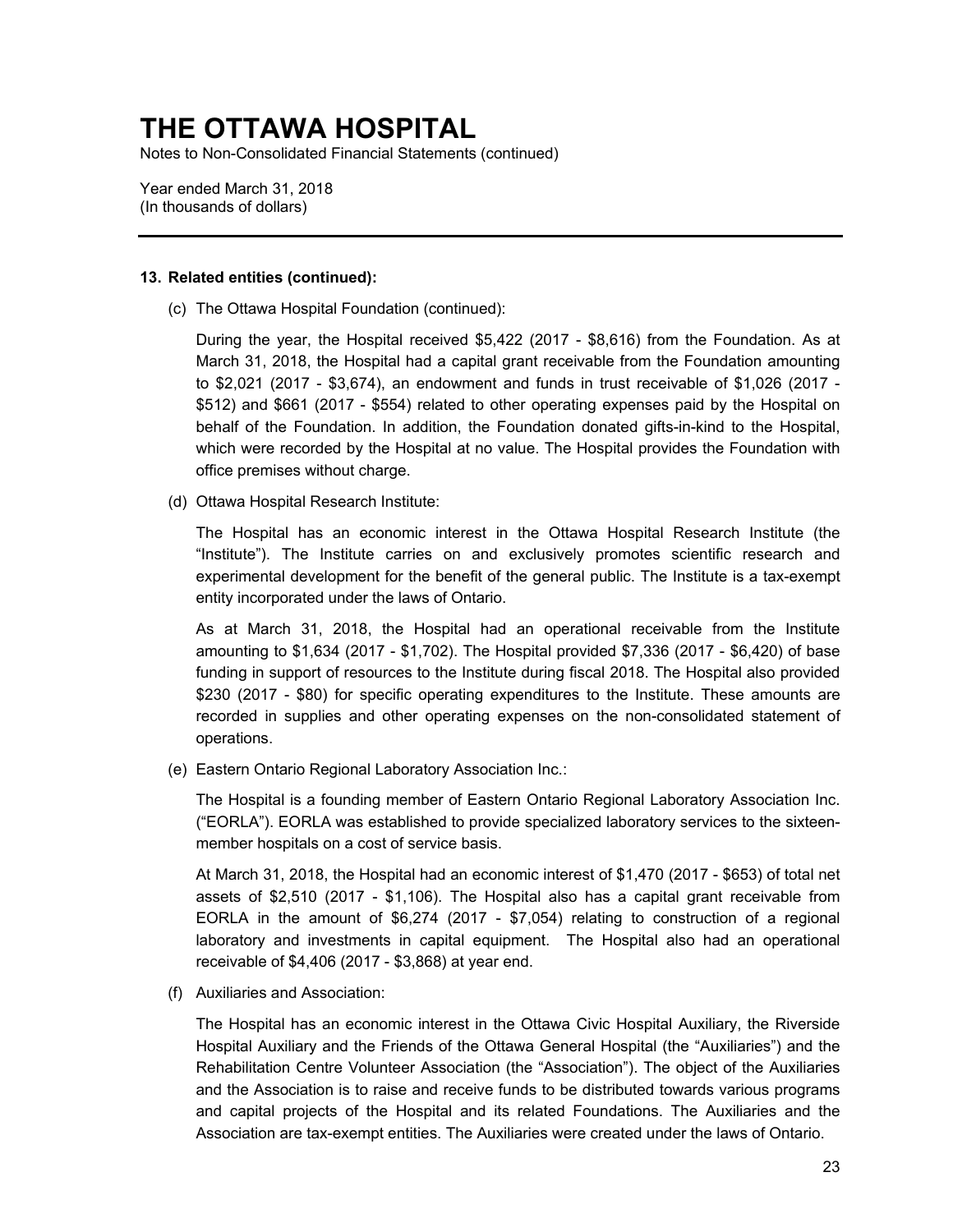# THE OTTAWA HOSPITAL

Notes to Non-Consolidated Financial Statements (continued)

Year ended March 31, 2018
(In thousands of dollars)

---

**13. Related entities (continued):**

(c) The Ottawa Hospital Foundation (continued):

During the year, the Hospital received $5,422 (2017 - $8,616) from the Foundation. As at March 31, 2018, the Hospital had a capital grant receivable from the Foundation amounting to $2,021 (2017 - $3,674), an endowment and funds in trust receivable of $1,026 (2017 - $512) and $661 (2017 - $554) related to other operating expenses paid by the Hospital on behalf of the Foundation. In addition, the Foundation donated gifts-in-kind to the Hospital, which were recorded by the Hospital at no value. The Hospital provides the Foundation with office premises without charge.

(d) Ottawa Hospital Research Institute:

The Hospital has an economic interest in the Ottawa Hospital Research Institute (the "Institute"). The Institute carries on and exclusively promotes scientific research and experimental development for the benefit of the general public. The Institute is a tax-exempt entity incorporated under the laws of Ontario.

As at March 31, 2018, the Hospital had an operational receivable from the Institute amounting to $1,634 (2017 - $1,702). The Hospital provided $7,336 (2017 - $6,420) of base funding in support of resources to the Institute during fiscal 2018. The Hospital also provided $230 (2017 - $80) for specific operating expenditures to the Institute. These amounts are recorded in supplies and other operating expenses on the non-consolidated statement of operations.

(e) Eastern Ontario Regional Laboratory Association Inc.:

The Hospital is a founding member of Eastern Ontario Regional Laboratory Association Inc. ("EORLA"). EORLA was established to provide specialized laboratory services to the sixteen-member hospitals on a cost of service basis.

At March 31, 2018, the Hospital had an economic interest of $1,470 (2017 - $653) of total net assets of $2,510 (2017 - $1,106). The Hospital also has a capital grant receivable from EORLA in the amount of $6,274 (2017 - $7,054) relating to construction of a regional laboratory and investments in capital equipment. The Hospital also had an operational receivable of $4,406 (2017 - $3,868) at year end.

(f) Auxiliaries and Association:

The Hospital has an economic interest in the Ottawa Civic Hospital Auxiliary, the Riverside Hospital Auxiliary and the Friends of the Ottawa General Hospital (the "Auxiliaries") and the Rehabilitation Centre Volunteer Association (the "Association"). The object of the Auxiliaries and the Association is to raise and receive funds to be distributed towards various programs and capital projects of the Hospital and its related Foundations. The Auxiliaries and the Association are tax-exempt entities. The Auxiliaries were created under the laws of Ontario.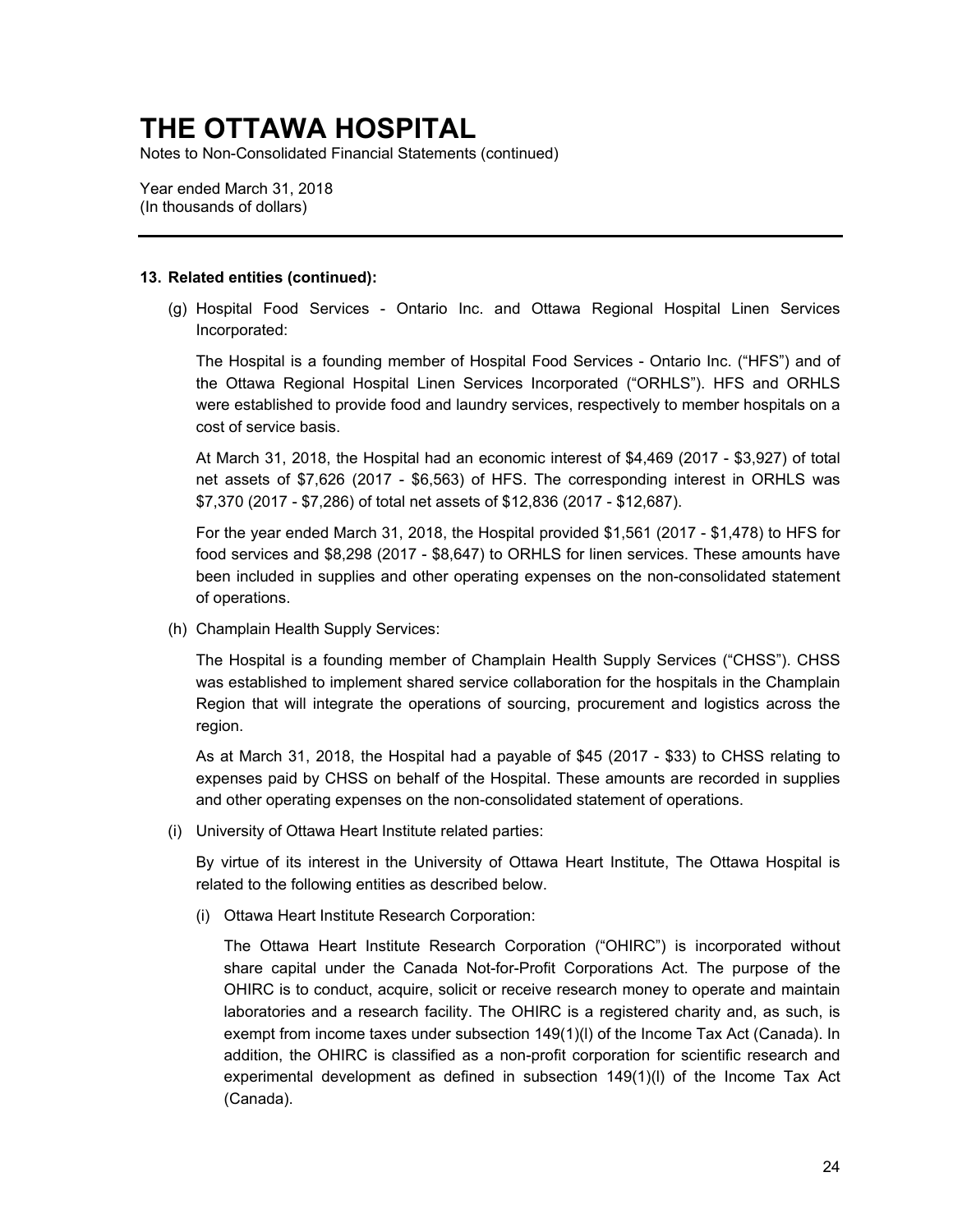# THE OTTAWA HOSPITAL

Notes to Non-Consolidated Financial Statements (continued)

Year ended March 31, 2018
(In thousands of dollars)

---

**13. Related entities (continued):**

(g) Hospital Food Services - Ontario Inc. and Ottawa Regional Hospital Linen Services Incorporated:

The Hospital is a founding member of Hospital Food Services - Ontario Inc. ("HFS") and of the Ottawa Regional Hospital Linen Services Incorporated ("ORHLS"). HFS and ORHLS were established to provide food and laundry services, respectively to member hospitals on a cost of service basis.

At March 31, 2018, the Hospital had an economic interest of $4,469 (2017 - $3,927) of total net assets of $7,626 (2017 - $6,563) of HFS. The corresponding interest in ORHLS was $7,370 (2017 - $7,286) of total net assets of $12,836 (2017 - $12,687).

For the year ended March 31, 2018, the Hospital provided $1,561 (2017 - $1,478) to HFS for food services and $8,298 (2017 - $8,647) to ORHLS for linen services. These amounts have been included in supplies and other operating expenses on the non-consolidated statement of operations.

(h) Champlain Health Supply Services:

The Hospital is a founding member of Champlain Health Supply Services ("CHSS"). CHSS was established to implement shared service collaboration for the hospitals in the Champlain Region that will integrate the operations of sourcing, procurement and logistics across the region.

As at March 31, 2018, the Hospital had a payable of $45 (2017 - $33) to CHSS relating to expenses paid by CHSS on behalf of the Hospital. These amounts are recorded in supplies and other operating expenses on the non-consolidated statement of operations.

(i) University of Ottawa Heart Institute related parties:

By virtue of its interest in the University of Ottawa Heart Institute, The Ottawa Hospital is related to the following entities as described below.

(i) Ottawa Heart Institute Research Corporation:

The Ottawa Heart Institute Research Corporation ("OHIRC") is incorporated without share capital under the Canada Not-for-Profit Corporations Act. The purpose of the OHIRC is to conduct, acquire, solicit or receive research money to operate and maintain laboratories and a research facility. The OHIRC is a registered charity and, as such, is exempt from income taxes under subsection 149(1)(l) of the Income Tax Act (Canada). In addition, the OHIRC is classified as a non-profit corporation for scientific research and experimental development as defined in subsection 149(1)(l) of the Income Tax Act (Canada).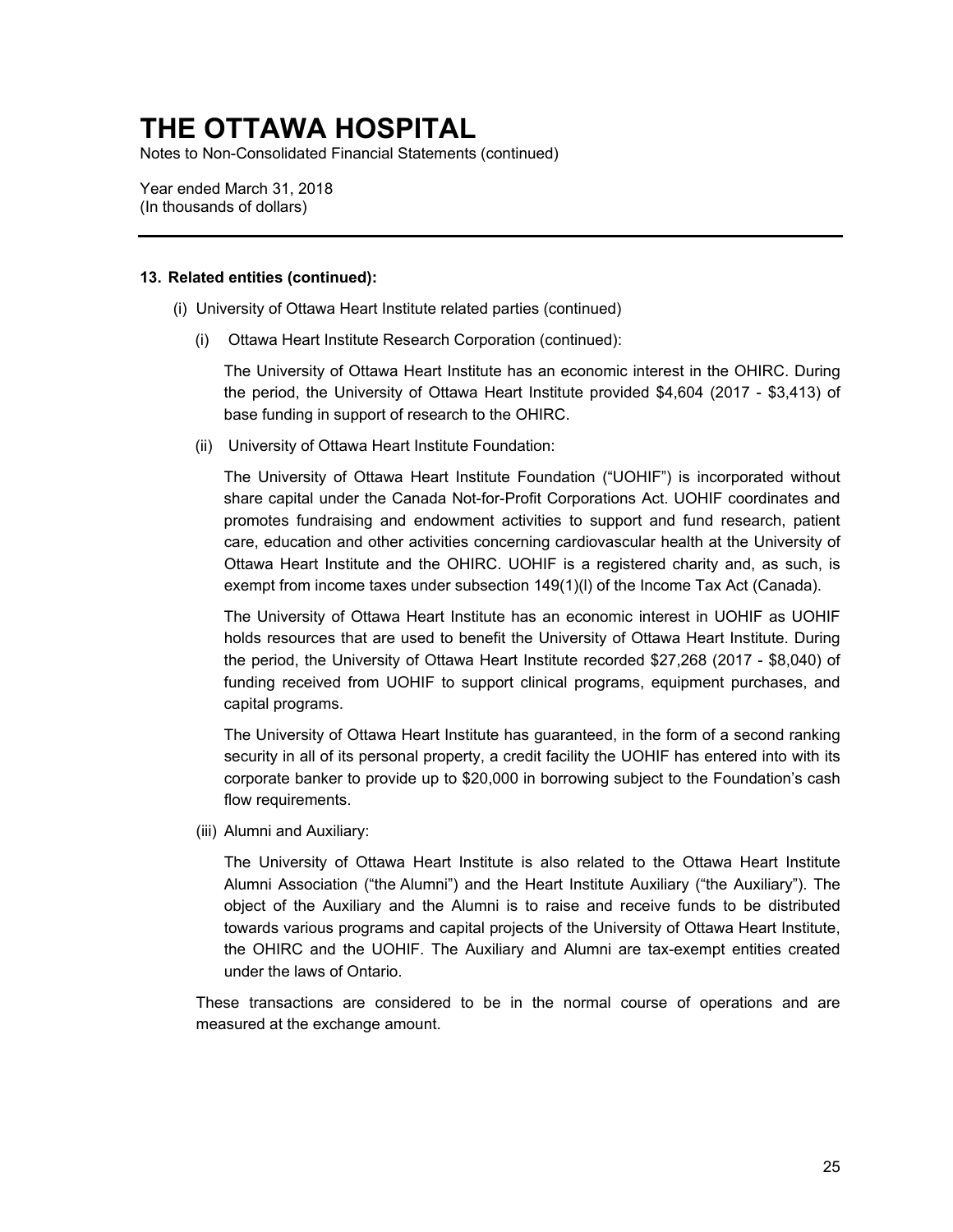# THE OTTAWA HOSPITAL

Notes to Non-Consolidated Financial Statements (continued)

Year ended March 31, 2018
(In thousands of dollars)

---

**13. Related entities (continued):**

(i) University of Ottawa Heart Institute related parties (continued)

(i) Ottawa Heart Institute Research Corporation (continued):

The University of Ottawa Heart Institute has an economic interest in the OHIRC. During the period, the University of Ottawa Heart Institute provided $4,604 (2017 - $3,413) of base funding in support of research to the OHIRC.

(ii) University of Ottawa Heart Institute Foundation:

The University of Ottawa Heart Institute Foundation ("UOHIF") is incorporated without share capital under the Canada Not-for-Profit Corporations Act. UOHIF coordinates and promotes fundraising and endowment activities to support and fund research, patient care, education and other activities concerning cardiovascular health at the University of Ottawa Heart Institute and the OHIRC. UOHIF is a registered charity and, as such, is exempt from income taxes under subsection 149(1)(l) of the Income Tax Act (Canada).

The University of Ottawa Heart Institute has an economic interest in UOHIF as UOHIF holds resources that are used to benefit the University of Ottawa Heart Institute. During the period, the University of Ottawa Heart Institute recorded $27,268 (2017 - $8,040) of funding received from UOHIF to support clinical programs, equipment purchases, and capital programs.

The University of Ottawa Heart Institute has guaranteed, in the form of a second ranking security in all of its personal property, a credit facility the UOHIF has entered into with its corporate banker to provide up to $20,000 in borrowing subject to the Foundation's cash flow requirements.

(iii) Alumni and Auxiliary:

The University of Ottawa Heart Institute is also related to the Ottawa Heart Institute Alumni Association ("the Alumni") and the Heart Institute Auxiliary ("the Auxiliary"). The object of the Auxiliary and the Alumni is to raise and receive funds to be distributed towards various programs and capital projects of the University of Ottawa Heart Institute, the OHIRC and the UOHIF. The Auxiliary and Alumni are tax-exempt entities created under the laws of Ontario.

These transactions are considered to be in the normal course of operations and are measured at the exchange amount.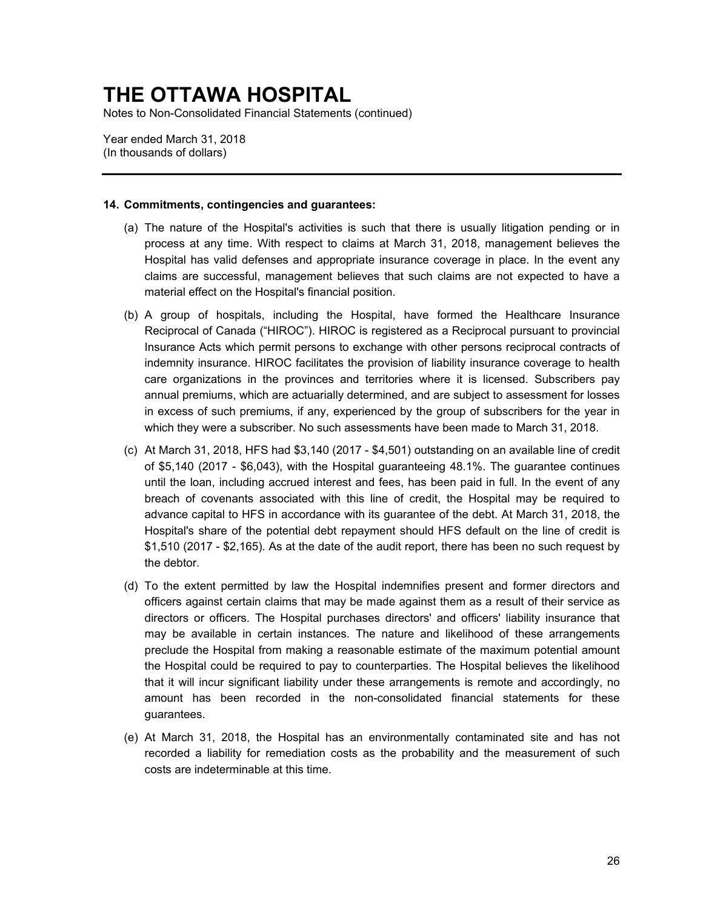# THE OTTAWA HOSPITAL

Notes to Non-Consolidated Financial Statements (continued)

Year ended March 31, 2018
(In thousands of dollars)

---

**14. Commitments, contingencies and guarantees:**

(a) The nature of the Hospital's activities is such that there is usually litigation pending or in process at any time. With respect to claims at March 31, 2018, management believes the Hospital has valid defenses and appropriate insurance coverage in place. In the event any claims are successful, management believes that such claims are not expected to have a material effect on the Hospital's financial position.

(b) A group of hospitals, including the Hospital, have formed the Healthcare Insurance Reciprocal of Canada ("HIROC"). HIROC is registered as a Reciprocal pursuant to provincial Insurance Acts which permit persons to exchange with other persons reciprocal contracts of indemnity insurance. HIROC facilitates the provision of liability insurance coverage to health care organizations in the provinces and territories where it is licensed. Subscribers pay annual premiums, which are actuarially determined, and are subject to assessment for losses in excess of such premiums, if any, experienced by the group of subscribers for the year in which they were a subscriber. No such assessments have been made to March 31, 2018.

(c) At March 31, 2018, HFS had $3,140 (2017 - $4,501) outstanding on an available line of credit of $5,140 (2017 - $6,043), with the Hospital guaranteeing 48.1%. The guarantee continues until the loan, including accrued interest and fees, has been paid in full. In the event of any breach of covenants associated with this line of credit, the Hospital may be required to advance capital to HFS in accordance with its guarantee of the debt. At March 31, 2018, the Hospital's share of the potential debt repayment should HFS default on the line of credit is $1,510 (2017 - $2,165). As at the date of the audit report, there has been no such request by the debtor.

(d) To the extent permitted by law the Hospital indemnifies present and former directors and officers against certain claims that may be made against them as a result of their service as directors or officers. The Hospital purchases directors' and officers' liability insurance that may be available in certain instances. The nature and likelihood of these arrangements preclude the Hospital from making a reasonable estimate of the maximum potential amount the Hospital could be required to pay to counterparties. The Hospital believes the likelihood that it will incur significant liability under these arrangements is remote and accordingly, no amount has been recorded in the non-consolidated financial statements for these guarantees.

(e) At March 31, 2018, the Hospital has an environmentally contaminated site and has not recorded a liability for remediation costs as the probability and the measurement of such costs are indeterminable at this time.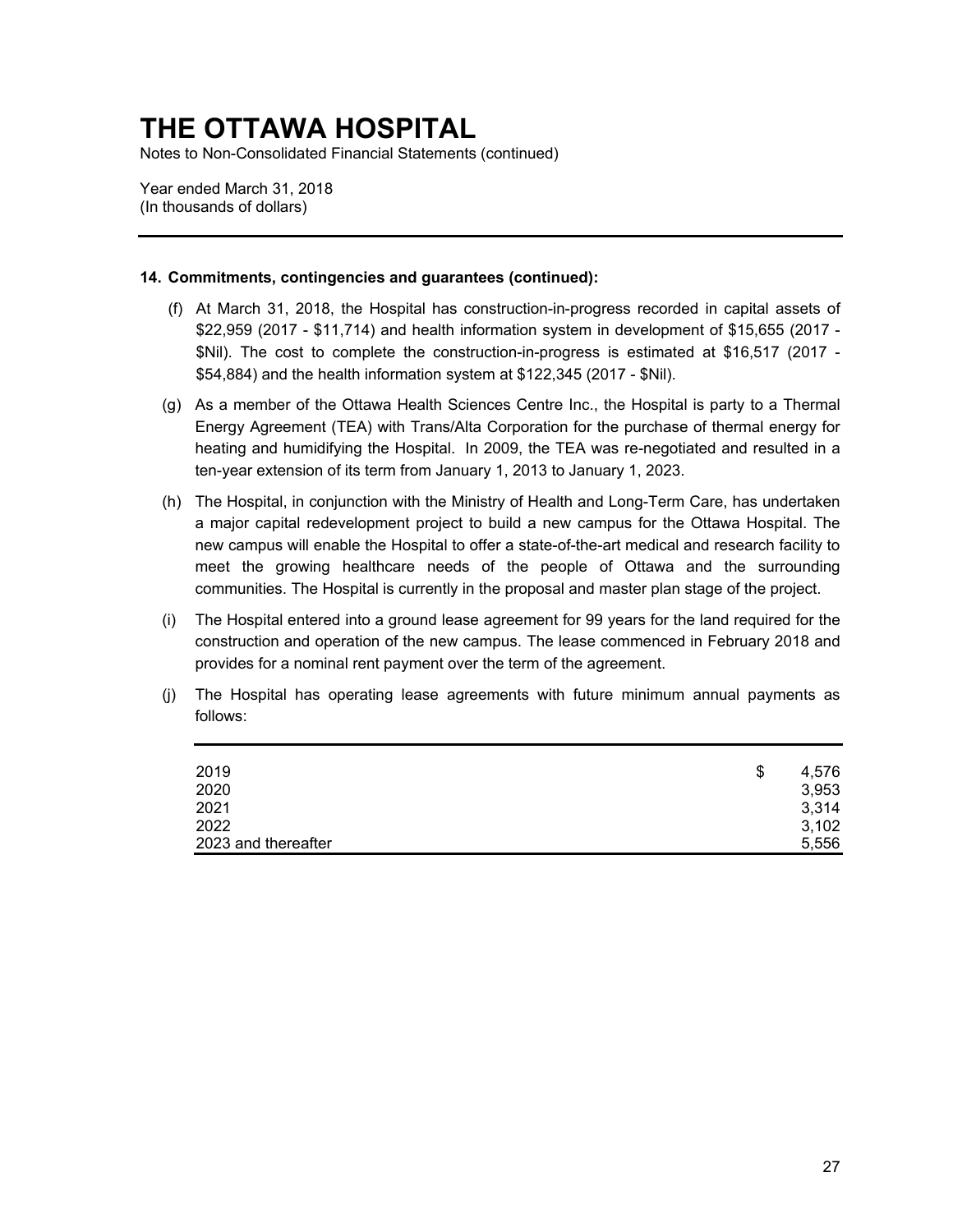# THE OTTAWA HOSPITAL

Notes to Non-Consolidated Financial Statements (continued)

Year ended March 31, 2018
(In thousands of dollars)

---

**14. Commitments, contingencies and guarantees (continued):**

(f) At March 31, 2018, the Hospital has construction-in-progress recorded in capital assets of \$22,959 (2017 - \$11,714) and health information system in development of \$15,655 (2017 - \$Nil). The cost to complete the construction-in-progress is estimated at \$16,517 (2017 - \$54,884) and the health information system at \$122,345 (2017 - \$Nil).

(g) As a member of the Ottawa Health Sciences Centre Inc., the Hospital is party to a Thermal Energy Agreement (TEA) with Trans/Alta Corporation for the purchase of thermal energy for heating and humidifying the Hospital. In 2009, the TEA was re-negotiated and resulted in a ten-year extension of its term from January 1, 2013 to January 1, 2023.

(h) The Hospital, in conjunction with the Ministry of Health and Long-Term Care, has undertaken a major capital redevelopment project to build a new campus for the Ottawa Hospital. The new campus will enable the Hospital to offer a state-of-the-art medical and research facility to meet the growing healthcare needs of the people of Ottawa and the surrounding communities. The Hospital is currently in the proposal and master plan stage of the project.

(i) The Hospital entered into a ground lease agreement for 99 years for the land required for the construction and operation of the new campus. The lease commenced in February 2018 and provides for a nominal rent payment over the term of the agreement.

(j) The Hospital has operating lease agreements with future minimum annual payments as follows:

| | |
|---|---|
| 2019 | \$ 4,576 |
| 2020 | 3,953 |
| 2021 | 3,314 |
| 2022 | 3,102 |
| 2023 and thereafter | 5,556 |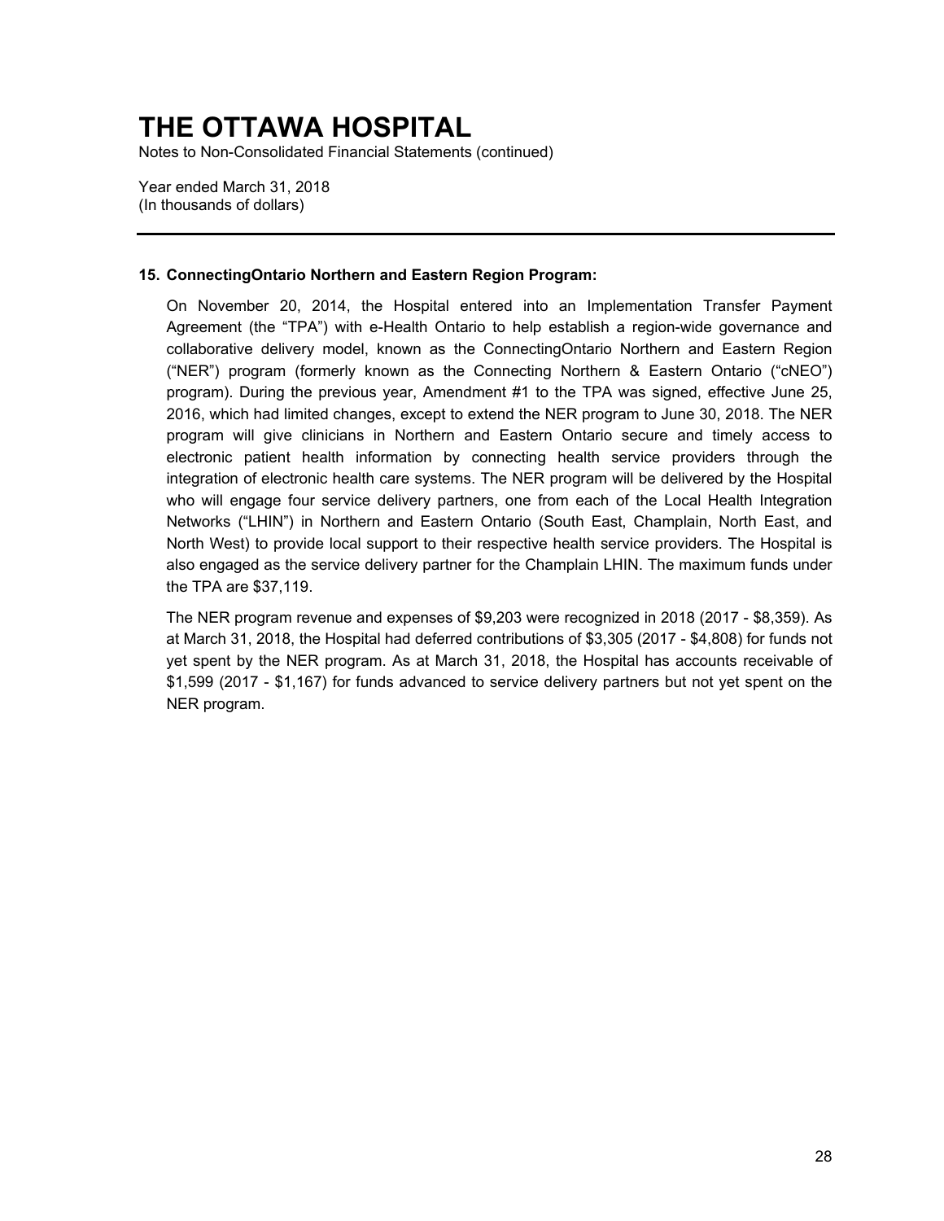# THE OTTAWA HOSPITAL

Notes to Non-Consolidated Financial Statements (continued)

Year ended March 31, 2018
(In thousands of dollars)

## 15. ConnectingOntario Northern and Eastern Region Program:

On November 20, 2014, the Hospital entered into an Implementation Transfer Payment Agreement (the "TPA") with e-Health Ontario to help establish a region-wide governance and collaborative delivery model, known as the ConnectingOntario Northern and Eastern Region ("NER") program (formerly known as the Connecting Northern & Eastern Ontario ("cNEO") program). During the previous year, Amendment #1 to the TPA was signed, effective June 25, 2016, which had limited changes, except to extend the NER program to June 30, 2018. The NER program will give clinicians in Northern and Eastern Ontario secure and timely access to electronic patient health information by connecting health service providers through the integration of electronic health care systems. The NER program will be delivered by the Hospital who will engage four service delivery partners, one from each of the Local Health Integration Networks ("LHIN") in Northern and Eastern Ontario (South East, Champlain, North East, and North West) to provide local support to their respective health service providers. The Hospital is also engaged as the service delivery partner for the Champlain LHIN. The maximum funds under the TPA are $37,119.

The NER program revenue and expenses of $9,203 were recognized in 2018 (2017 - $8,359). As at March 31, 2018, the Hospital had deferred contributions of $3,305 (2017 - $4,808) for funds not yet spent by the NER program. As at March 31, 2018, the Hospital has accounts receivable of $1,599 (2017 - $1,167) for funds advanced to service delivery partners but not yet spent on the NER program.